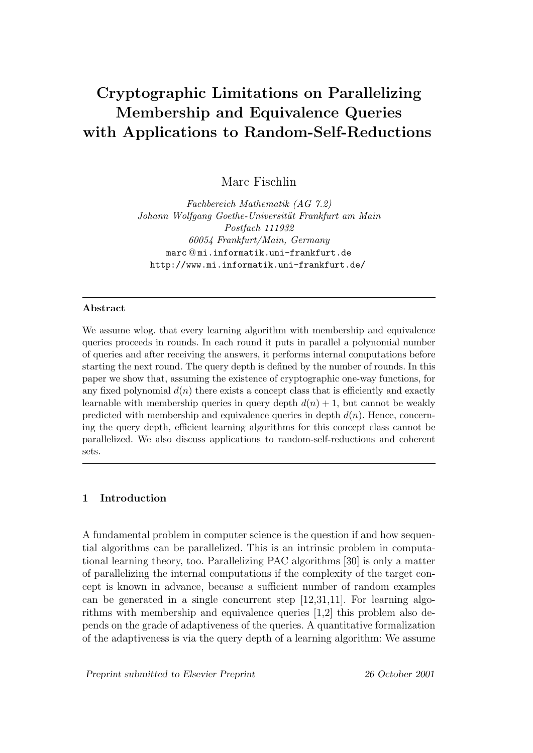# Cryptographic Limitations on Parallelizing Membership and Equivalence Queries with Applications to Random-Self-Reductions

Marc Fischlin

*Fachbereich Mathematik (AG 7.2)*
*Johann Wolfgang Goethe-Universität Frankfurt am Main*
*Postfach 111932*
*60054 Frankfurt/Main, Germany*
marc @ mi.informatik.uni-frankfurt.de
http://www.mi.informatik.uni-frankfurt.de/

---

**Abstract**

We assume wlog. that every learning algorithm with membership and equivalence queries proceeds in rounds. In each round it puts in parallel a polynomial number of queries and after receiving the answers, it performs internal computations before starting the next round. The query depth is defined by the number of rounds. In this paper we show that, assuming the existence of cryptographic one-way functions, for any fixed polynomial $d(n)$ there exists a concept class that is efficiently and exactly learnable with membership queries in query depth $d(n) + 1$, but cannot be weakly predicted with membership and equivalence queries in depth $d(n)$. Hence, concerning the query depth, efficient learning algorithms for this concept class cannot be parallelized. We also discuss applications to random-self-reductions and coherent sets.

---

## 1 Introduction

A fundamental problem in computer science is the question if and how sequential algorithms can be parallelized. This is an intrinsic problem in computational learning theory, too. Parallelizing PAC algorithms [30] is only a matter of parallelizing the internal computations if the complexity of the target concept is known in advance, because a sufficient number of random examples can be generated in a single concurrent step [12,31,11]. For learning algorithms with membership and equivalence queries [1,2] this problem also depends on the grade of adaptiveness of the queries. A quantitative formalization of the adaptiveness is via the query depth of a learning algorithm: We assume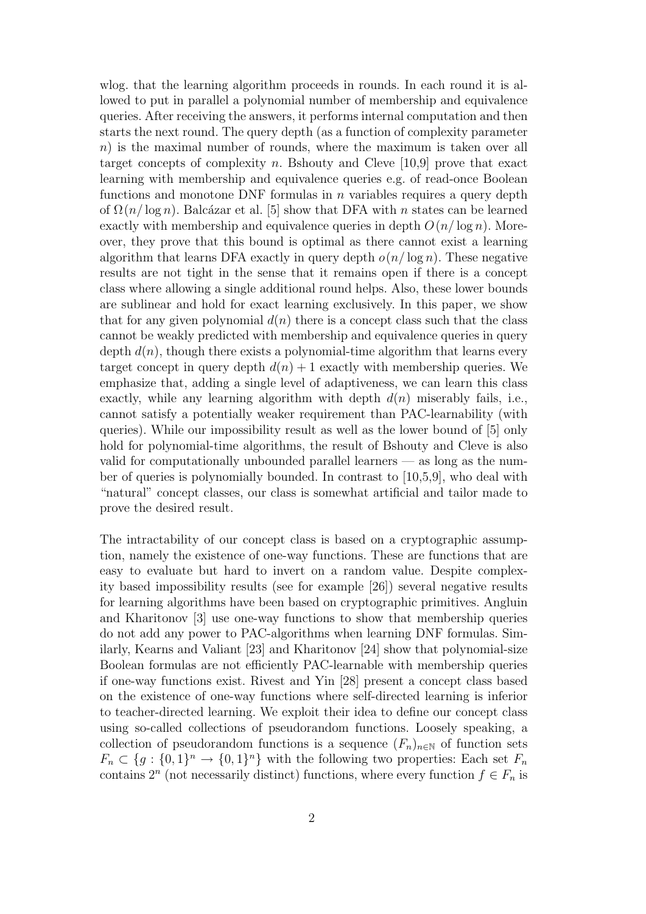wlog. that the learning algorithm proceeds in rounds. In each round it is allowed to put in parallel a polynomial number of membership and equivalence queries. After receiving the answers, it performs internal computation and then starts the next round. The query depth (as a function of complexity parameter $n$) is the maximal number of rounds, where the maximum is taken over all target concepts of complexity $n$. Bshouty and Cleve [10,9] prove that exact learning with membership and equivalence queries e.g. of read-once Boolean functions and monotone DNF formulas in $n$ variables requires a query depth of $\Omega(n/\log n)$. Balcázar et al. [5] show that DFA with $n$ states can be learned exactly with membership and equivalence queries in depth $O(n/\log n)$. Moreover, they prove that this bound is optimal as there cannot exist a learning algorithm that learns DFA exactly in query depth $o(n/\log n)$. These negative results are not tight in the sense that it remains open if there is a concept class where allowing a single additional round helps. Also, these lower bounds are sublinear and hold for exact learning exclusively. In this paper, we show that for any given polynomial $d(n)$ there is a concept class such that the class cannot be weakly predicted with membership and equivalence queries in query depth $d(n)$, though there exists a polynomial-time algorithm that learns every target concept in query depth $d(n)+1$ exactly with membership queries. We emphasize that, adding a single level of adaptiveness, we can learn this class exactly, while any learning algorithm with depth $d(n)$ miserably fails, i.e., cannot satisfy a potentially weaker requirement than PAC-learnability (with queries). While our impossibility result as well as the lower bound of [5] only hold for polynomial-time algorithms, the result of Bshouty and Cleve is also valid for computationally unbounded parallel learners — as long as the number of queries is polynomially bounded. In contrast to [10,5,9], who deal with "natural" concept classes, our class is somewhat artificial and tailor made to prove the desired result.

The intractability of our concept class is based on a cryptographic assumption, namely the existence of one-way functions. These are functions that are easy to evaluate but hard to invert on a random value. Despite complexity based impossibility results (see for example [26]) several negative results for learning algorithms have been based on cryptographic primitives. Angluin and Kharitonov [3] use one-way functions to show that membership queries do not add any power to PAC-algorithms when learning DNF formulas. Similarly, Kearns and Valiant [23] and Kharitonov [24] show that polynomial-size Boolean formulas are not efficiently PAC-learnable with membership queries if one-way functions exist. Rivest and Yin [28] present a concept class based on the existence of one-way functions where self-directed learning is inferior to teacher-directed learning. We exploit their idea to define our concept class using so-called collections of pseudorandom functions. Loosely speaking, a collection of pseudorandom functions is a sequence $(F_n)_{n\in\mathbb{N}}$ of function sets $F_n \subset \{g : \{0,1\}^n \to \{0,1\}^n\}$ with the following two properties: Each set $F_n$ contains $2^n$ (not necessarily distinct) functions, where every function $f \in F_n$ is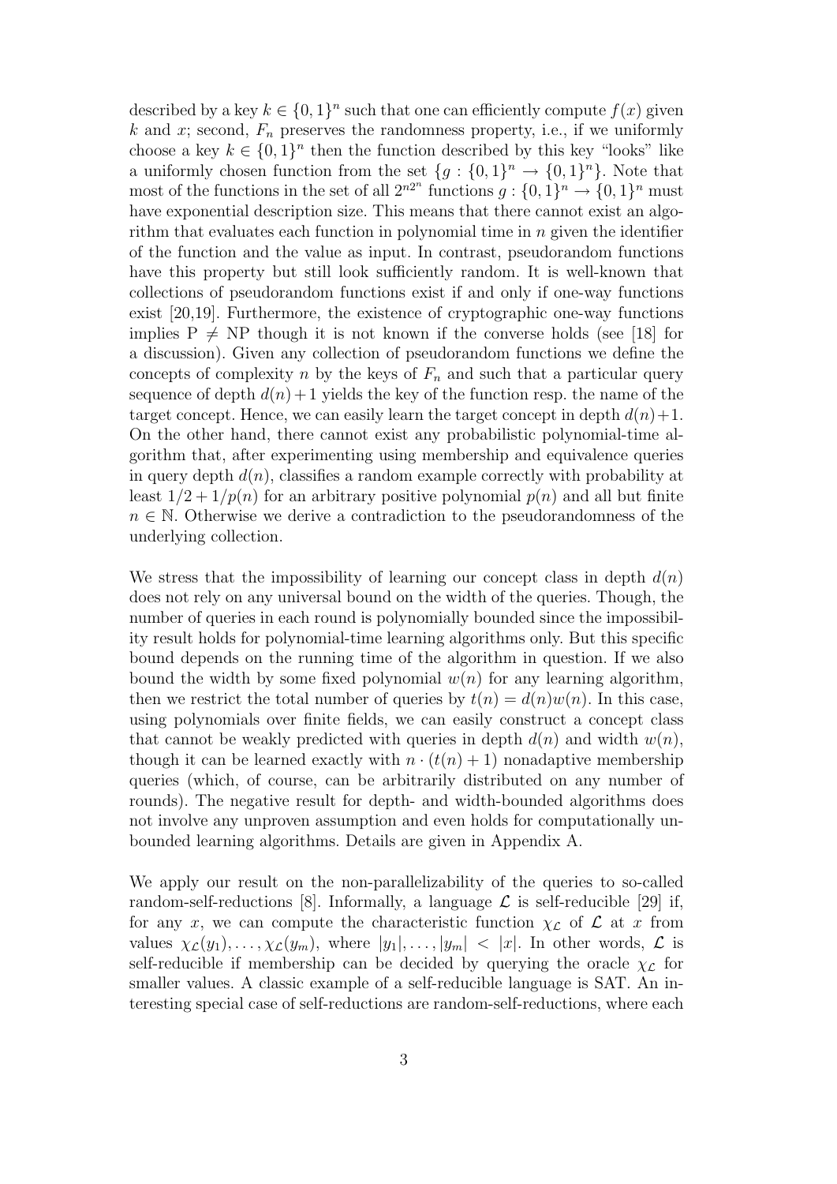described by a key $k \in \{0,1\}^n$ such that one can efficiently compute $f(x)$ given $k$ and $x$; second, $F_n$ preserves the randomness property, i.e., if we uniformly choose a key $k \in \{0,1\}^n$ then the function described by this key "looks" like a uniformly chosen function from the set $\{g : \{0,1\}^n \to \{0,1\}^n\}$. Note that most of the functions in the set of all $2^{n2^n}$ functions $g : \{0,1\}^n \to \{0,1\}^n$ must have exponential description size. This means that there cannot exist an algorithm that evaluates each function in polynomial time in $n$ given the identifier of the function and the value as input. In contrast, pseudorandom functions have this property but still look sufficiently random. It is well-known that collections of pseudorandom functions exist if and only if one-way functions exist [20,19]. Furthermore, the existence of cryptographic one-way functions implies $\mathrm{P} \neq \mathrm{NP}$ though it is not known if the converse holds (see [18] for a discussion). Given any collection of pseudorandom functions we define the concepts of complexity $n$ by the keys of $F_n$ and such that a particular query sequence of depth $d(n)+1$ yields the key of the function resp. the name of the target concept. Hence, we can easily learn the target concept in depth $d(n)+1$. On the other hand, there cannot exist any probabilistic polynomial-time algorithm that, after experimenting using membership and equivalence queries in query depth $d(n)$, classifies a random example correctly with probability at least $1/2 + 1/p(n)$ for an arbitrary positive polynomial $p(n)$ and all but finite $n \in \mathbb{N}$. Otherwise we derive a contradiction to the pseudorandomness of the underlying collection.

We stress that the impossibility of learning our concept class in depth $d(n)$ does not rely on any universal bound on the width of the queries. Though, the number of queries in each round is polynomially bounded since the impossibility result holds for polynomial-time learning algorithms only. But this specific bound depends on the running time of the algorithm in question. If we also bound the width by some fixed polynomial $w(n)$ for any learning algorithm, then we restrict the total number of queries by $t(n) = d(n)w(n)$. In this case, using polynomials over finite fields, we can easily construct a concept class that cannot be weakly predicted with queries in depth $d(n)$ and width $w(n)$, though it can be learned exactly with $n \cdot (t(n)+1)$ nonadaptive membership queries (which, of course, can be arbitrarily distributed on any number of rounds). The negative result for depth- and width-bounded algorithms does not involve any unproven assumption and even holds for computationally unbounded learning algorithms. Details are given in Appendix A.

We apply our result on the non-parallelizability of the queries to so-called random-self-reductions [8]. Informally, a language $\mathcal{L}$ is self-reducible [29] if, for any $x$, we can compute the characteristic function $\chi_{\mathcal{L}}$ of $\mathcal{L}$ at $x$ from values $\chi_{\mathcal{L}}(y_1), \ldots, \chi_{\mathcal{L}}(y_m)$, where $|y_1|, \ldots, |y_m| < |x|$. In other words, $\mathcal{L}$ is self-reducible if membership can be decided by querying the oracle $\chi_{\mathcal{L}}$ for smaller values. A classic example of a self-reducible language is SAT. An interesting special case of self-reductions are random-self-reductions, where each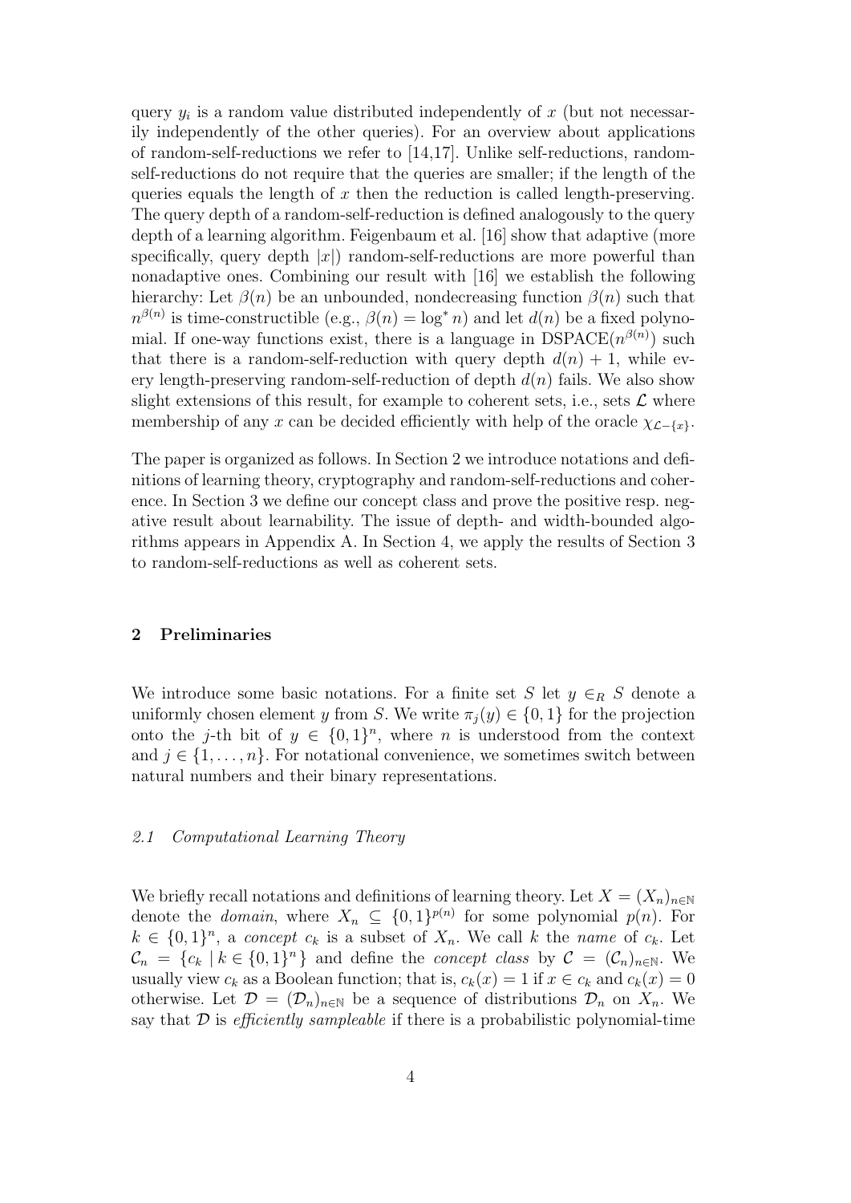query $y_i$ is a random value distributed independently of $x$ (but not necessarily independently of the other queries). For an overview about applications of random-self-reductions we refer to [14,17]. Unlike self-reductions, random-self-reductions do not require that the queries are smaller; if the length of the queries equals the length of $x$ then the reduction is called length-preserving. The query depth of a random-self-reduction is defined analogously to the query depth of a learning algorithm. Feigenbaum et al. [16] show that adaptive (more specifically, query depth $|x|$) random-self-reductions are more powerful than nonadaptive ones. Combining our result with [16] we establish the following hierarchy: Let $\beta(n)$ be an unbounded, nondecreasing function $\beta(n)$ such that $n^{\beta(n)}$ is time-constructible (e.g., $\beta(n) = \log^* n$) and let $d(n)$ be a fixed polynomial. If one-way functions exist, there is a language in $\mathrm{DSPACE}(n^{\beta(n)})$ such that there is a random-self-reduction with query depth $d(n) + 1$, while every length-preserving random-self-reduction of depth $d(n)$ fails. We also show slight extensions of this result, for example to coherent sets, i.e., sets $\mathcal{L}$ where membership of any $x$ can be decided efficiently with help of the oracle $\chi_{\mathcal{L}-\{x\}}$.

The paper is organized as follows. In Section 2 we introduce notations and definitions of learning theory, cryptography and random-self-reductions and coherence. In Section 3 we define our concept class and prove the positive resp. negative result about learnability. The issue of depth- and width-bounded algorithms appears in Appendix A. In Section 4, we apply the results of Section 3 to random-self-reductions as well as coherent sets.

## 2 Preliminaries

We introduce some basic notations. For a finite set $S$ let $y \in_R S$ denote a uniformly chosen element $y$ from $S$. We write $\pi_j(y) \in \{0,1\}$ for the projection onto the $j$-th bit of $y \in \{0,1\}^n$, where $n$ is understood from the context and $j \in \{1, \ldots, n\}$. For notational convenience, we sometimes switch between natural numbers and their binary representations.

### *2.1 Computational Learning Theory*

We briefly recall notations and definitions of learning theory. Let $X = (X_n)_{n \in \mathbb{N}}$ denote the *domain*, where $X_n \subseteq \{0,1\}^{p(n)}$ for some polynomial $p(n)$. For $k \in \{0,1\}^n$, a *concept* $c_k$ is a subset of $X_n$. We call $k$ the *name* of $c_k$. Let $\mathcal{C}_n = \{c_k \mid k \in \{0,1\}^n\}$ and define the *concept class* by $\mathcal{C} = (\mathcal{C}_n)_{n \in \mathbb{N}}$. We usually view $c_k$ as a Boolean function; that is, $c_k(x) = 1$ if $x \in c_k$ and $c_k(x) = 0$ otherwise. Let $\mathcal{D} = (\mathcal{D}_n)_{n \in \mathbb{N}}$ be a sequence of distributions $\mathcal{D}_n$ on $X_n$. We say that $\mathcal{D}$ is *efficiently sampleable* if there is a probabilistic polynomial-time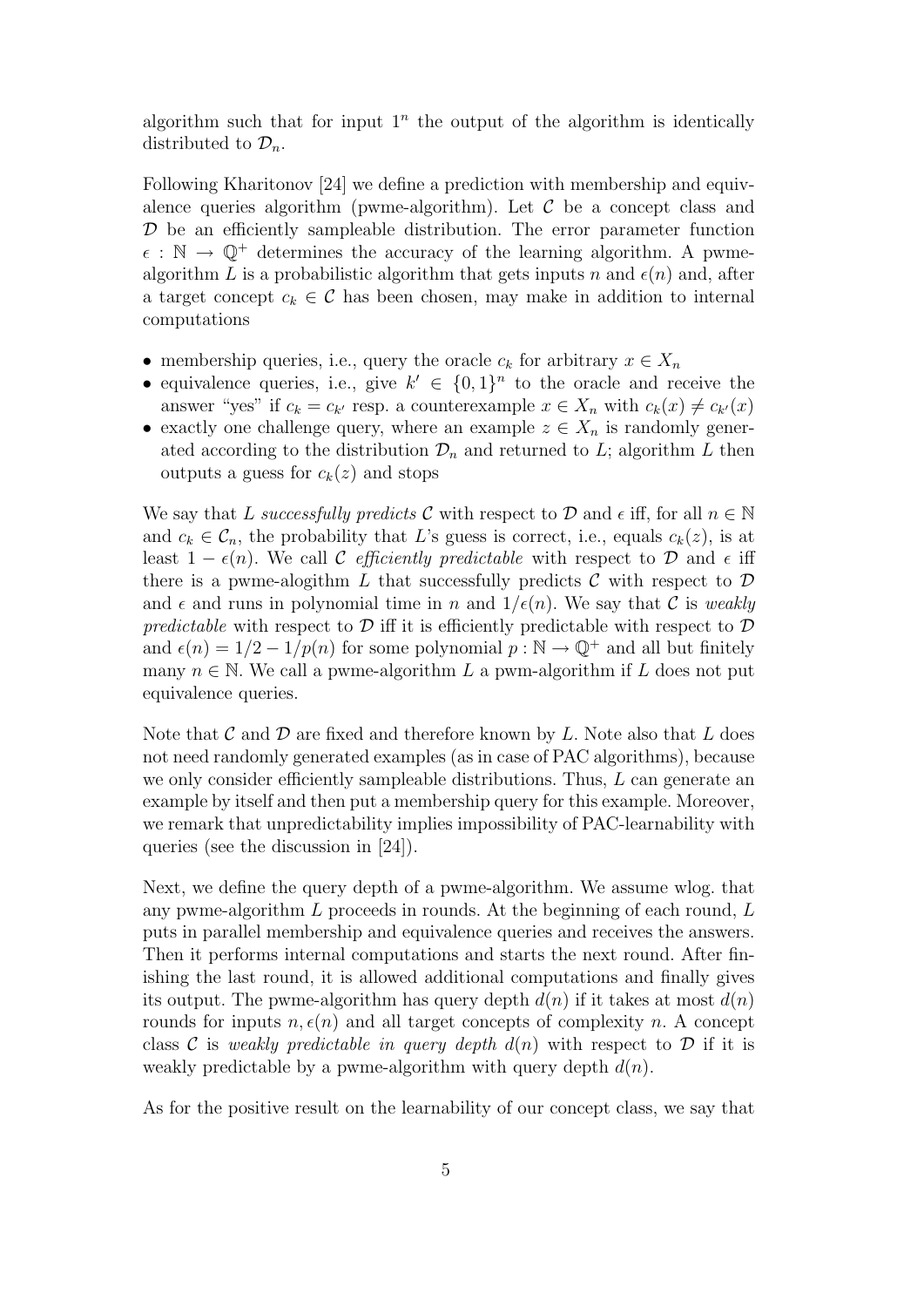algorithm such that for input $1^n$ the output of the algorithm is identically distributed to $\mathcal{D}_n$.

Following Kharitonov [24] we define a prediction with membership and equivalence queries algorithm (pwme-algorithm). Let $\mathcal{C}$ be a concept class and $\mathcal{D}$ be an efficiently sampleable distribution. The error parameter function $\epsilon : \mathbb{N} \to \mathbb{Q}^+$ determines the accuracy of the learning algorithm. A pwme-algorithm $L$ is a probabilistic algorithm that gets inputs $n$ and $\epsilon(n)$ and, after a target concept $c_k \in \mathcal{C}$ has been chosen, may make in addition to internal computations

- membership queries, i.e., query the oracle $c_k$ for arbitrary $x \in X_n$
- equivalence queries, i.e., give $k' \in \{0,1\}^n$ to the oracle and receive the answer "yes" if $c_k = c_{k'}$ resp. a counterexample $x \in X_n$ with $c_k(x) \neq c_{k'}(x)$
- exactly one challenge query, where an example $z \in X_n$ is randomly generated according to the distribution $\mathcal{D}_n$ and returned to $L$; algorithm $L$ then outputs a guess for $c_k(z)$ and stops

We say that $L$ *successfully predicts* $\mathcal{C}$ with respect to $\mathcal{D}$ and $\epsilon$ iff, for all $n \in \mathbb{N}$ and $c_k \in \mathcal{C}_n$, the probability that $L$'s guess is correct, i.e., equals $c_k(z)$, is at least $1 - \epsilon(n)$. We call $\mathcal{C}$ *efficiently predictable* with respect to $\mathcal{D}$ and $\epsilon$ iff there is a pwme-alogithm $L$ that successfully predicts $\mathcal{C}$ with respect to $\mathcal{D}$ and $\epsilon$ and runs in polynomial time in $n$ and $1/\epsilon(n)$. We say that $\mathcal{C}$ is *weakly predictable* with respect to $\mathcal{D}$ iff it is efficiently predictable with respect to $\mathcal{D}$ and $\epsilon(n) = 1/2 - 1/p(n)$ for some polynomial $p : \mathbb{N} \to \mathbb{Q}^+$ and all but finitely many $n \in \mathbb{N}$. We call a pwme-algorithm $L$ a pwm-algorithm if $L$ does not put equivalence queries.

Note that $\mathcal{C}$ and $\mathcal{D}$ are fixed and therefore known by $L$. Note also that $L$ does not need randomly generated examples (as in case of PAC algorithms), because we only consider efficiently sampleable distributions. Thus, $L$ can generate an example by itself and then put a membership query for this example. Moreover, we remark that unpredictability implies impossibility of PAC-learnability with queries (see the discussion in [24]).

Next, we define the query depth of a pwme-algorithm. We assume wlog. that any pwme-algorithm $L$ proceeds in rounds. At the beginning of each round, $L$ puts in parallel membership and equivalence queries and receives the answers. Then it performs internal computations and starts the next round. After finishing the last round, it is allowed additional computations and finally gives its output. The pwme-algorithm has query depth $d(n)$ if it takes at most $d(n)$ rounds for inputs $n, \epsilon(n)$ and all target concepts of complexity $n$. A concept class $\mathcal{C}$ is *weakly predictable in query depth* $d(n)$ with respect to $\mathcal{D}$ if it is weakly predictable by a pwme-algorithm with query depth $d(n)$.

As for the positive result on the learnability of our concept class, we say that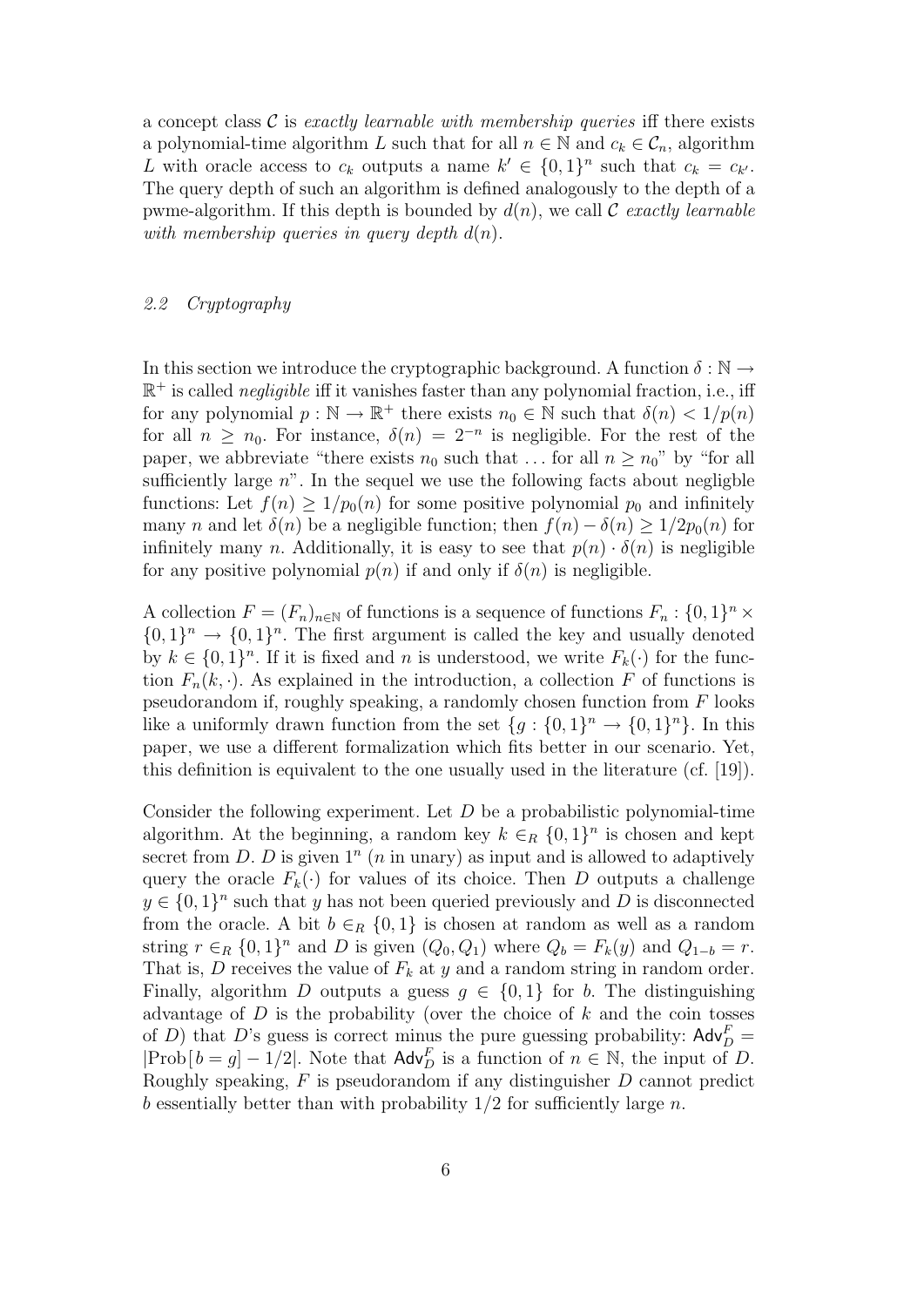a concept class $\mathcal{C}$ is *exactly learnable with membership queries* iff there exists a polynomial-time algorithm $L$ such that for all $n \in \mathbb{N}$ and $c_k \in \mathcal{C}_n$, algorithm $L$ with oracle access to $c_k$ outputs a name $k' \in \{0,1\}^n$ such that $c_k = c_{k'}$. The query depth of such an algorithm is defined analogously to the depth of a pwme-algorithm. If this depth is bounded by $d(n)$, we call $\mathcal{C}$ *exactly learnable with membership queries in query depth* $d(n)$.

### 2.2 Cryptography

In this section we introduce the cryptographic background. A function $\delta : \mathbb{N} \to \mathbb{R}^+$ is called *negligible* iff it vanishes faster than any polynomial fraction, i.e., iff for any polynomial $p : \mathbb{N} \to \mathbb{R}^+$ there exists $n_0 \in \mathbb{N}$ such that $\delta(n) < 1/p(n)$ for all $n \geq n_0$. For instance, $\delta(n) = 2^{-n}$ is negligible. For the rest of the paper, we abbreviate "there exists $n_0$ such that ... for all $n \geq n_0$" by "for all sufficiently large $n$". In the sequel we use the following facts about negligble functions: Let $f(n) \geq 1/p_0(n)$ for some positive polynomial $p_0$ and infinitely many $n$ and let $\delta(n)$ be a negligible function; then $f(n) - \delta(n) \geq 1/2p_0(n)$ for infinitely many $n$. Additionally, it is easy to see that $p(n) \cdot \delta(n)$ is negligible for any positive polynomial $p(n)$ if and only if $\delta(n)$ is negligible.

A collection $F = (F_n)_{n \in \mathbb{N}}$ of functions is a sequence of functions $F_n : \{0,1\}^n \times \{0,1\}^n \to \{0,1\}^n$. The first argument is called the key and usually denoted by $k \in \{0,1\}^n$. If it is fixed and $n$ is understood, we write $F_k(\cdot)$ for the function $F_n(k, \cdot)$. As explained in the introduction, a collection $F$ of functions is pseudorandom if, roughly speaking, a randomly chosen function from $F$ looks like a uniformly drawn function from the set $\{g : \{0,1\}^n \to \{0,1\}^n\}$. In this paper, we use a different formalization which fits better in our scenario. Yet, this definition is equivalent to the one usually used in the literature (cf. [19]).

Consider the following experiment. Let $D$ be a probabilistic polynomial-time algorithm. At the beginning, a random key $k \in_R \{0,1\}^n$ is chosen and kept secret from $D$. $D$ is given $1^n$ ($n$ in unary) as input and is allowed to adaptively query the oracle $F_k(\cdot)$ for values of its choice. Then $D$ outputs a challenge $y \in \{0,1\}^n$ such that $y$ has not been queried previously and $D$ is disconnected from the oracle. A bit $b \in_R \{0,1\}$ is chosen at random as well as a random string $r \in_R \{0,1\}^n$ and $D$ is given $(Q_0, Q_1)$ where $Q_b = F_k(y)$ and $Q_{1-b} = r$. That is, $D$ receives the value of $F_k$ at $y$ and a random string in random order. Finally, algorithm $D$ outputs a guess $g \in \{0,1\}$ for $b$. The distinguishing advantage of $D$ is the probability (over the choice of $k$ and the coin tosses of $D$) that $D$'s guess is correct minus the pure guessing probability: $\mathsf{Adv}_D^F = |\mathrm{Prob}[\,b = g] - 1/2|$. Note that $\mathsf{Adv}_D^F$ is a function of $n \in \mathbb{N}$, the input of $D$. Roughly speaking, $F$ is pseudorandom if any distinguisher $D$ cannot predict $b$ essentially better than with probability $1/2$ for sufficiently large $n$.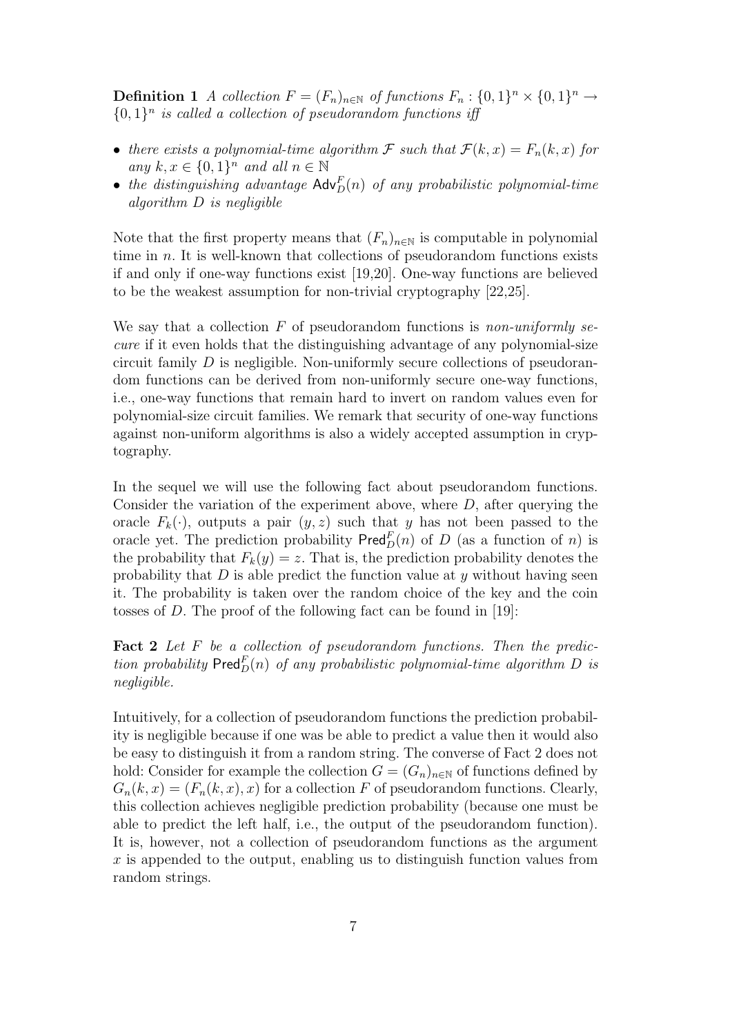**Definition 1** *A collection $F = (F_n)_{n \in \mathbb{N}}$ of functions $F_n : \{0,1\}^n \times \{0,1\}^n \to \{0,1\}^n$ is called a collection of pseudorandom functions iff*

- *there exists a polynomial-time algorithm $\mathcal{F}$ such that $\mathcal{F}(k, x) = F_n(k, x)$ for any $k, x \in \{0,1\}^n$ and all $n \in \mathbb{N}$*
- *the distinguishing advantage $\mathsf{Adv}_D^F(n)$ of any probabilistic polynomial-time algorithm $D$ is negligible*

Note that the first property means that $(F_n)_{n \in \mathbb{N}}$ is computable in polynomial time in $n$. It is well-known that collections of pseudorandom functions exists if and only if one-way functions exist [19,20]. One-way functions are believed to be the weakest assumption for non-trivial cryptography [22,25].

We say that a collection $F$ of pseudorandom functions is *non-uniformly secure* if it even holds that the distinguishing advantage of any polynomial-size circuit family $D$ is negligible. Non-uniformly secure collections of pseudorandom functions can be derived from non-uniformly secure one-way functions, i.e., one-way functions that remain hard to invert on random values even for polynomial-size circuit families. We remark that security of one-way functions against non-uniform algorithms is also a widely accepted assumption in cryptography.

In the sequel we will use the following fact about pseudorandom functions. Consider the variation of the experiment above, where $D$, after querying the oracle $F_k(\cdot)$, outputs a pair $(y, z)$ such that $y$ has not been passed to the oracle yet. The prediction probability $\mathsf{Pred}_D^F(n)$ of $D$ (as a function of $n$) is the probability that $F_k(y) = z$. That is, the prediction probability denotes the probability that $D$ is able predict the function value at $y$ without having seen it. The probability is taken over the random choice of the key and the coin tosses of $D$. The proof of the following fact can be found in [19]:

**Fact 2** *Let $F$ be a collection of pseudorandom functions. Then the prediction probability $\mathsf{Pred}_D^F(n)$ of any probabilistic polynomial-time algorithm $D$ is negligible.*

Intuitively, for a collection of pseudorandom functions the prediction probability is negligible because if one was be able to predict a value then it would also be easy to distinguish it from a random string. The converse of Fact 2 does not hold: Consider for example the collection $G = (G_n)_{n \in \mathbb{N}}$ of functions defined by $G_n(k, x) = (F_n(k, x), x)$ for a collection $F$ of pseudorandom functions. Clearly, this collection achieves negligible prediction probability (because one must be able to predict the left half, i.e., the output of the pseudorandom function). It is, however, not a collection of pseudorandom functions as the argument $x$ is appended to the output, enabling us to distinguish function values from random strings.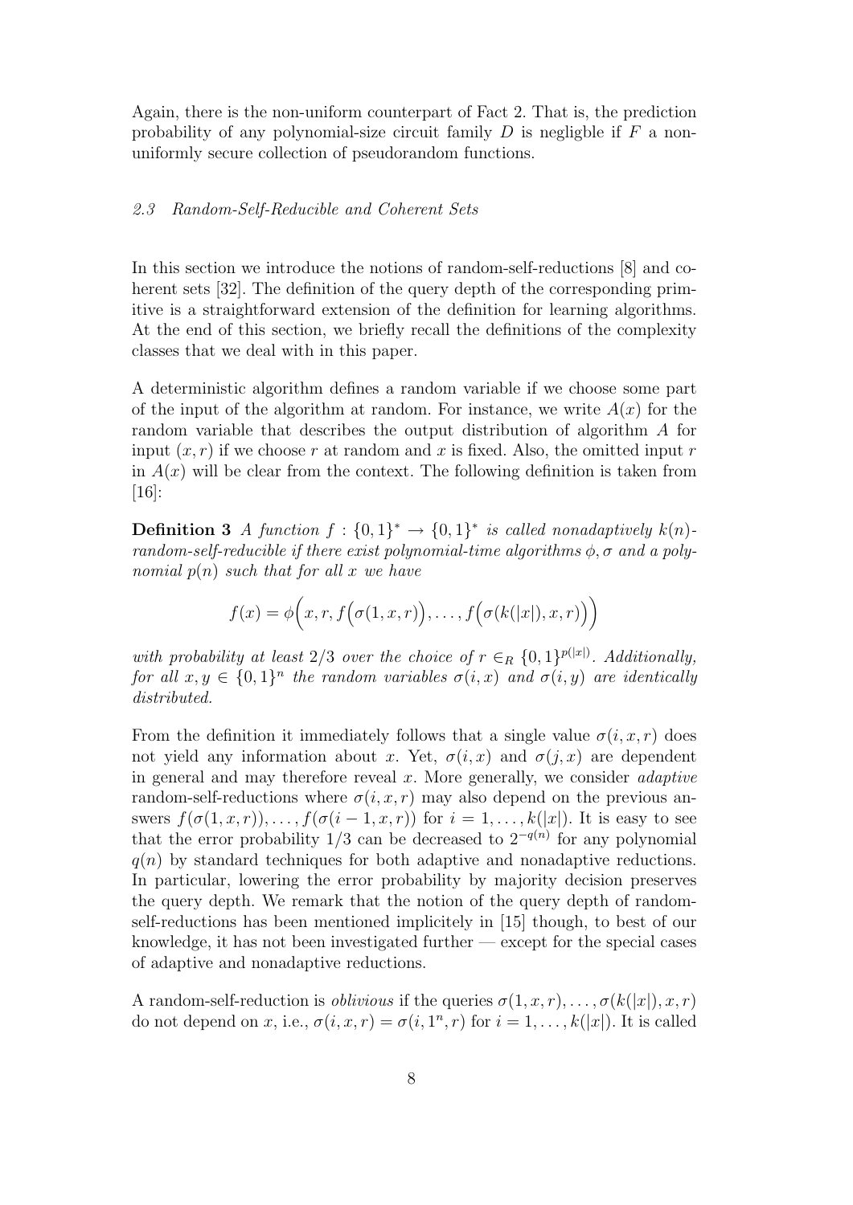Again, there is the non-uniform counterpart of Fact 2. That is, the prediction probability of any polynomial-size circuit family $D$ is negligble if $F$ a non-uniformly secure collection of pseudorandom functions.

### *2.3 Random-Self-Reducible and Coherent Sets*

In this section we introduce the notions of random-self-reductions [8] and coherent sets [32]. The definition of the query depth of the corresponding primitive is a straightforward extension of the definition for learning algorithms. At the end of this section, we briefly recall the definitions of the complexity classes that we deal with in this paper.

A deterministic algorithm defines a random variable if we choose some part of the input of the algorithm at random. For instance, we write $A(x)$ for the random variable that describes the output distribution of algorithm $A$ for input $(x, r)$ if we choose $r$ at random and $x$ is fixed. Also, the omitted input $r$ in $A(x)$ will be clear from the context. The following definition is taken from [16]:

**Definition 3** *A function $f : \{0,1\}^* \to \{0,1\}^*$ is called nonadaptively $k(n)$-random-self-reducible if there exist polynomial-time algorithms $\phi, \sigma$ and a polynomial $p(n)$ such that for all $x$ we have*

$$f(x) = \phi\Big(x, r, f\Big(\sigma(1, x, r)\Big), \ldots, f\Big(\sigma(k(|x|), x, r)\Big)\Big)$$

*with probability at least $2/3$ over the choice of $r \in_R \{0,1\}^{p(|x|)}$. Additionally, for all $x, y \in \{0,1\}^n$ the random variables $\sigma(i, x)$ and $\sigma(i, y)$ are identically distributed.*

From the definition it immediately follows that a single value $\sigma(i, x, r)$ does not yield any information about $x$. Yet, $\sigma(i, x)$ and $\sigma(j, x)$ are dependent in general and may therefore reveal $x$. More generally, we consider *adaptive* random-self-reductions where $\sigma(i, x, r)$ may also depend on the previous answers $f(\sigma(1, x, r)), \ldots, f(\sigma(i-1, x, r))$ for $i = 1, \ldots, k(|x|)$. It is easy to see that the error probability $1/3$ can be decreased to $2^{-q(n)}$ for any polynomial $q(n)$ by standard techniques for both adaptive and nonadaptive reductions. In particular, lowering the error probability by majority decision preserves the query depth. We remark that the notion of the query depth of random-self-reductions has been mentioned implicitely in [15] though, to best of our knowledge, it has not been investigated further — except for the special cases of adaptive and nonadaptive reductions.

A random-self-reduction is *oblivious* if the queries $\sigma(1, x, r), \ldots, \sigma(k(|x|), x, r)$ do not depend on $x$, i.e., $\sigma(i, x, r) = \sigma(i, 1^n, r)$ for $i = 1, \ldots, k(|x|)$. It is called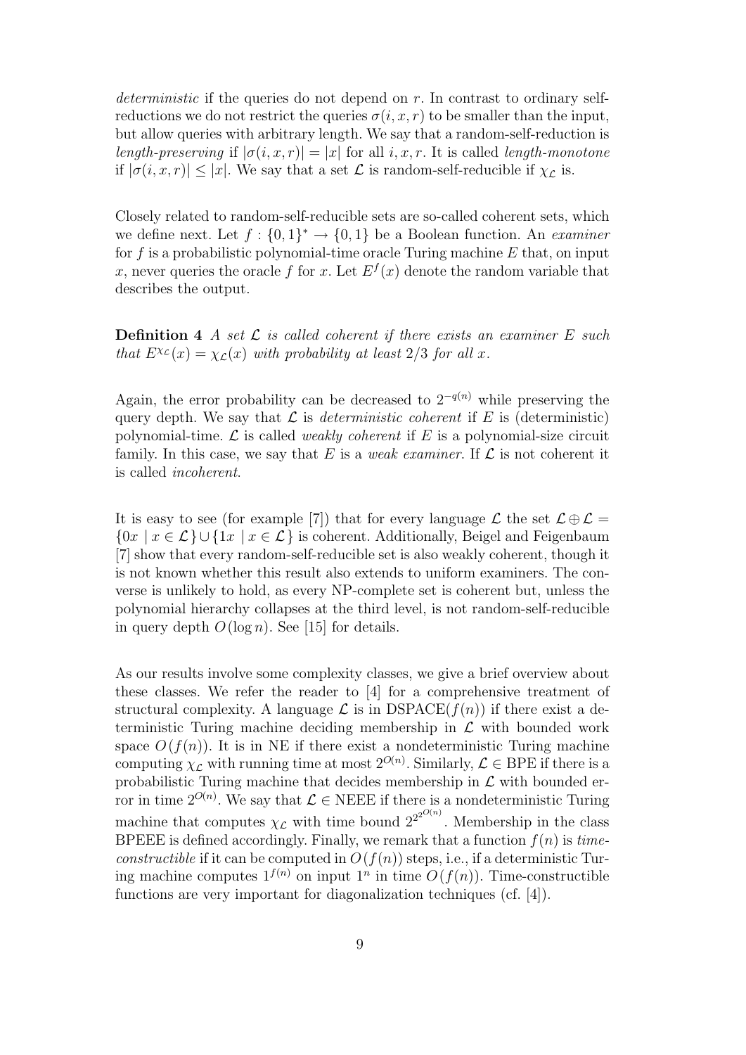*deterministic* if the queries do not depend on $r$. In contrast to ordinary self-reductions we do not restrict the queries $\sigma(i, x, r)$ to be smaller than the input, but allow queries with arbitrary length. We say that a random-self-reduction is *length-preserving* if $|\sigma(i, x, r)| = |x|$ for all $i, x, r$. It is called *length-monotone* if $|\sigma(i, x, r)| \leq |x|$. We say that a set $\mathcal{L}$ is random-self-reducible if $\chi_{\mathcal{L}}$ is.

Closely related to random-self-reducible sets are so-called coherent sets, which we define next. Let $f : \{0, 1\}^* \to \{0, 1\}$ be a Boolean function. An *examiner* for $f$ is a probabilistic polynomial-time oracle Turing machine $E$ that, on input $x$, never queries the oracle $f$ for $x$. Let $E^f(x)$ denote the random variable that describes the output.

**Definition 4** *A set $\mathcal{L}$ is called coherent if there exists an examiner $E$ such that $E^{\chi_{\mathcal{L}}}(x) = \chi_{\mathcal{L}}(x)$ with probability at least $2/3$ for all $x$.*

Again, the error probability can be decreased to $2^{-q(n)}$ while preserving the query depth. We say that $\mathcal{L}$ is *deterministic coherent* if $E$ is (deterministic) polynomial-time. $\mathcal{L}$ is called *weakly coherent* if $E$ is a polynomial-size circuit family. In this case, we say that $E$ is a *weak examiner*. If $\mathcal{L}$ is not coherent it is called *incoherent*.

It is easy to see (for example [7]) that for every language $\mathcal{L}$ the set $\mathcal{L} \oplus \mathcal{L} = \{0x \mid x \in \mathcal{L}\} \cup \{1x \mid x \in \mathcal{L}\}$ is coherent. Additionally, Beigel and Feigenbaum [7] show that every random-self-reducible set is also weakly coherent, though it is not known whether this result also extends to uniform examiners. The converse is unlikely to hold, as every NP-complete set is coherent but, unless the polynomial hierarchy collapses at the third level, is not random-self-reducible in query depth $O(\log n)$. See [15] for details.

As our results involve some complexity classes, we give a brief overview about these classes. We refer the reader to [4] for a comprehensive treatment of structural complexity. A language $\mathcal{L}$ is in DSPACE$(f(n))$ if there exist a deterministic Turing machine deciding membership in $\mathcal{L}$ with bounded work space $O(f(n))$. It is in NE if there exist a nondeterministic Turing machine computing $\chi_{\mathcal{L}}$ with running time at most $2^{O(n)}$. Similarly, $\mathcal{L} \in$ BPE if there is a probabilistic Turing machine that decides membership in $\mathcal{L}$ with bounded error in time $2^{O(n)}$. We say that $\mathcal{L} \in$ NEEE if there is a nondeterministic Turing machine that computes $\chi_{\mathcal{L}}$ with time bound $2^{2^{2^{O(n)}}}$. Membership in the class BPEEE is defined accordingly. Finally, we remark that a function $f(n)$ is *time-constructible* if it can be computed in $O(f(n))$ steps, i.e., if a deterministic Turing machine computes $1^{f(n)}$ on input $1^n$ in time $O(f(n))$. Time-constructible functions are very important for diagonalization techniques (cf. [4]).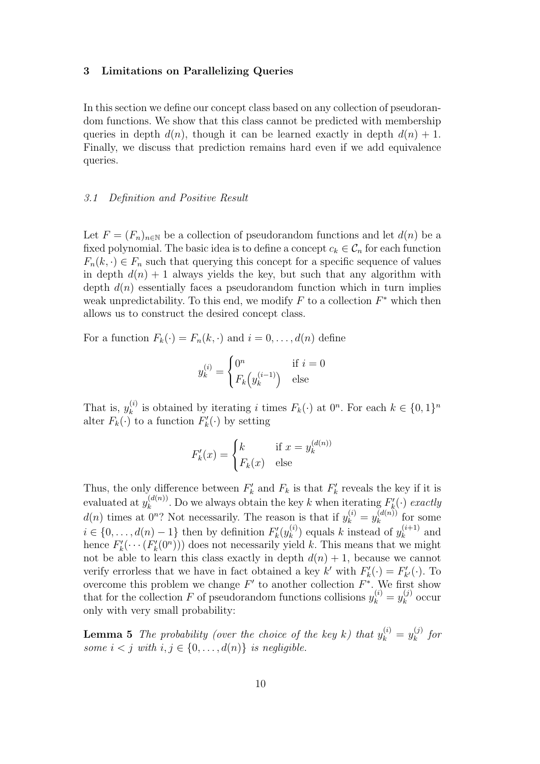## 3 Limitations on Parallelizing Queries

In this section we define our concept class based on any collection of pseudorandom functions. We show that this class cannot be predicted with membership queries in depth $d(n)$, though it can be learned exactly in depth $d(n)+1$. Finally, we discuss that prediction remains hard even if we add equivalence queries.

### *3.1 Definition and Positive Result*

Let $F = (F_n)_{n\in\mathbb{N}}$ be a collection of pseudorandom functions and let $d(n)$ be a fixed polynomial. The basic idea is to define a concept $c_k \in \mathcal{C}_n$ for each function $F_n(k,\cdot) \in F_n$ such that querying this concept for a specific sequence of values in depth $d(n)+1$ always yields the key, but such that any algorithm with depth $d(n)$ essentially faces a pseudorandom function which in turn implies weak unpredictability. To this end, we modify $F$ to a collection $F^*$ which then allows us to construct the desired concept class.

For a function $F_k(\cdot) = F_n(k,\cdot)$ and $i = 0,\ldots,d(n)$ define

$$y_k^{(i)} = \begin{cases} 0^n & \text{if } i = 0 \\ F_k\Big(y_k^{(i-1)}\Big) & \text{else} \end{cases}$$

That is, $y_k^{(i)}$ is obtained by iterating $i$ times $F_k(\cdot)$ at $0^n$. For each $k \in \{0,1\}^n$ alter $F_k(\cdot)$ to a function $F'_k(\cdot)$ by setting

$$F'_k(x) = \begin{cases} k & \text{if } x = y_k^{(d(n))} \\ F_k(x) & \text{else} \end{cases}$$

Thus, the only difference between $F'_k$ and $F_k$ is that $F'_k$ reveals the key if it is evaluated at $y_k^{(d(n))}$. Do we always obtain the key $k$ when iterating $F'_k(\cdot)$ *exactly* $d(n)$ times at $0^n$? Not necessarily. The reason is that if $y_k^{(i)} = y_k^{(d(n))}$ for some $i \in \{0,\ldots,d(n)-1\}$ then by definition $F'_k(y_k^{(i)})$ equals $k$ instead of $y_k^{(i+1)}$ and hence $F'_k(\cdots(F'_k(0^n)))$ does not necessarily yield $k$. This means that we might not be able to learn this class exactly in depth $d(n)+1$, because we cannot verify errorless that we have in fact obtained a key $k'$ with $F'_k(\cdot) = F'_{k'}(\cdot)$. To overcome this problem we change $F'$ to another collection $F^*$. We first show that for the collection $F$ of pseudorandom functions collisions $y_k^{(i)} = y_k^{(j)}$ occur only with very small probability:

**Lemma 5** *The probability (over the choice of the key $k$) that $y_k^{(i)} = y_k^{(j)}$ for some $i < j$ with $i,j \in \{0,\ldots,d(n)\}$ is negligible.*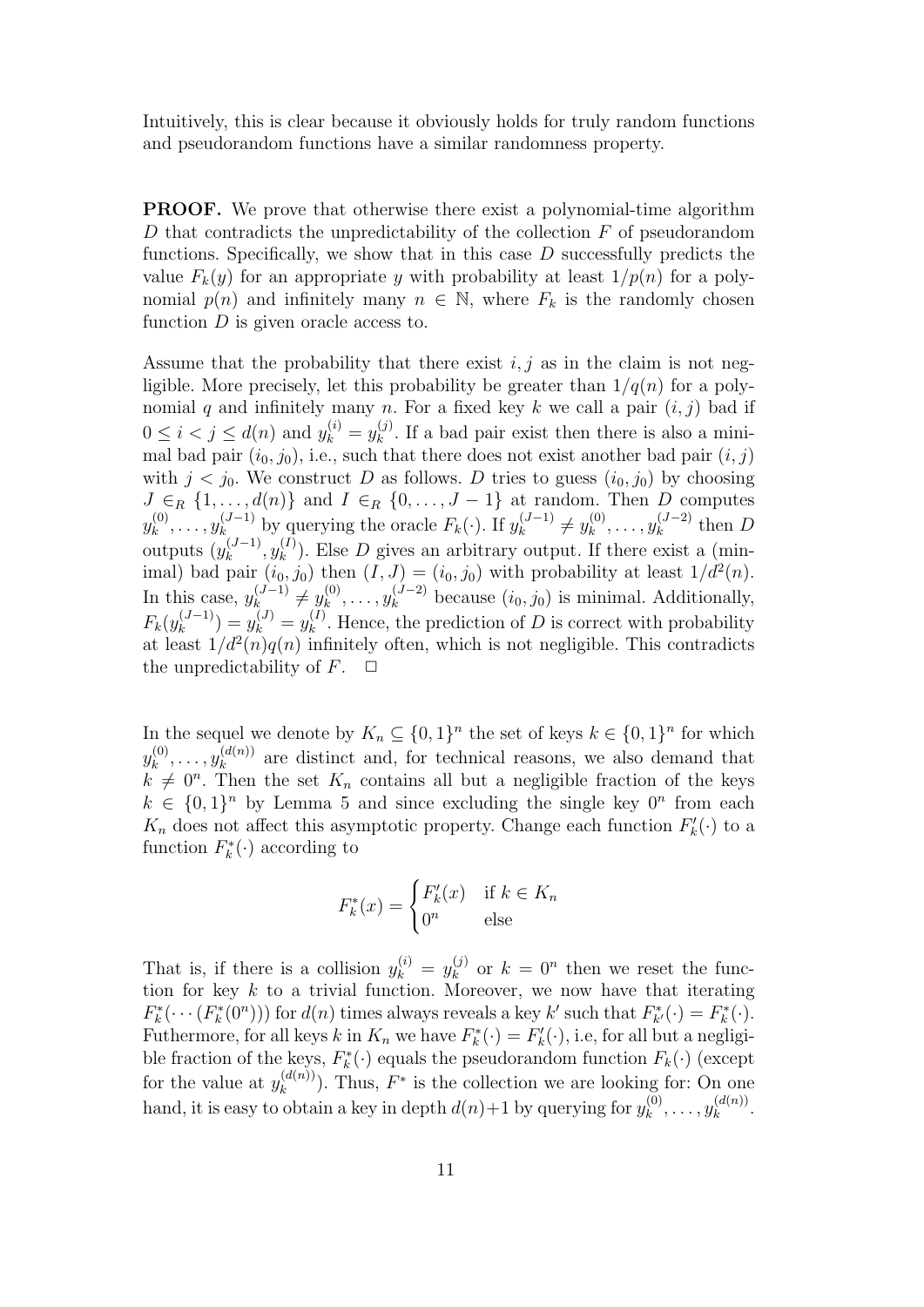Intuitively, this is clear because it obviously holds for truly random functions and pseudorandom functions have a similar randomness property.

**PROOF.** We prove that otherwise there exist a polynomial-time algorithm $D$ that contradicts the unpredictability of the collection $F$ of pseudorandom functions. Specifically, we show that in this case $D$ successfully predicts the value $F_k(y)$ for an appropriate $y$ with probability at least $1/p(n)$ for a polynomial $p(n)$ and infinitely many $n \in \mathbb{N}$, where $F_k$ is the randomly chosen function $D$ is given oracle access to.

Assume that the probability that there exist $i, j$ as in the claim is not negligible. More precisely, let this probability be greater than $1/q(n)$ for a polynomial $q$ and infinitely many $n$. For a fixed key $k$ we call a pair $(i, j)$ bad if $0 \le i < j \le d(n)$ and $y_k^{(i)} = y_k^{(j)}$. If a bad pair exist then there is also a minimal bad pair $(i_0, j_0)$, i.e., such that there does not exist another bad pair $(i, j)$ with $j < j_0$. We construct $D$ as follows. $D$ tries to guess $(i_0, j_0)$ by choosing $J \in_R \{1, \ldots, d(n)\}$ and $I \in_R \{0, \ldots, J-1\}$ at random. Then $D$ computes $y_k^{(0)}, \ldots, y_k^{(J-1)}$ by querying the oracle $F_k(\cdot)$. If $y_k^{(J-1)} \neq y_k^{(0)}, \ldots, y_k^{(J-2)}$ then $D$ outputs $(y_k^{(J-1)}, y_k^{(I)})$. Else $D$ gives an arbitrary output. If there exist a (minimal) bad pair $(i_0, j_0)$ then $(I, J) = (i_0, j_0)$ with probability at least $1/d^2(n)$. In this case, $y_k^{(J-1)} \neq y_k^{(0)}, \ldots, y_k^{(J-2)}$ because $(i_0, j_0)$ is minimal. Additionally, $F_k(y_k^{(J-1)}) = y_k^{(J)} = y_k^{(I)}$. Hence, the prediction of $D$ is correct with probability at least $1/d^2(n)q(n)$ infinitely often, which is not negligible. This contradicts the unpredictability of $F$. $\quad \square$

In the sequel we denote by $K_n \subseteq \{0,1\}^n$ the set of keys $k \in \{0,1\}^n$ for which $y_k^{(0)}, \ldots, y_k^{(d(n))}$ are distinct and, for technical reasons, we also demand that $k \neq 0^n$. Then the set $K_n$ contains all but a negligible fraction of the keys $k \in \{0,1\}^n$ by Lemma 5 and since excluding the single key $0^n$ from each $K_n$ does not affect this asymptotic property. Change each function $F'_k(\cdot)$ to a function $F^*_k(\cdot)$ according to

$$F^*_k(x) = \begin{cases} F'_k(x) & \text{if } k \in K_n \\ 0^n & \text{else} \end{cases}$$

That is, if there is a collision $y_k^{(i)} = y_k^{(j)}$ or $k = 0^n$ then we reset the function for key $k$ to a trivial function. Moreover, we now have that iterating $F^*_k(\cdots(F^*_k(0^n)))$ for $d(n)$ times always reveals a key $k'$ such that $F^*_{k'}(\cdot) = F^*_k(\cdot)$. Futhermore, for all keys $k$ in $K_n$ we have $F^*_k(\cdot) = F'_k(\cdot)$, i.e, for all but a negligible fraction of the keys, $F^*_k(\cdot)$ equals the pseudorandom function $F_k(\cdot)$ (except for the value at $y_k^{(d(n))}$). Thus, $F^*$ is the collection we are looking for: On one hand, it is easy to obtain a key in depth $d(n)+1$ by querying for $y_k^{(0)}, \ldots, y_k^{(d(n))}$.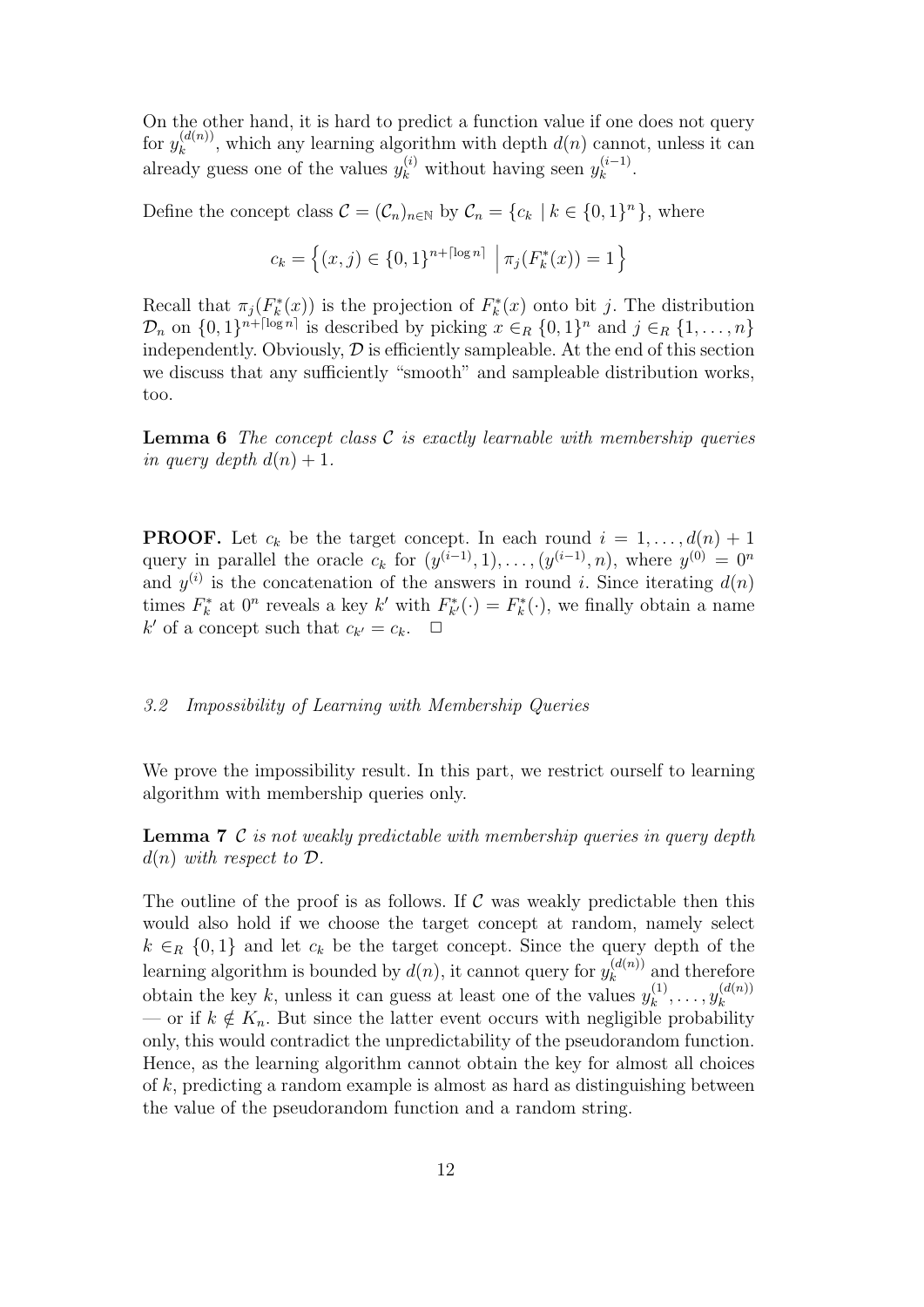On the other hand, it is hard to predict a function value if one does not query for $y_k^{(d(n))}$, which any learning algorithm with depth $d(n)$ cannot, unless it can already guess one of the values $y_k^{(i)}$ without having seen $y_k^{(i-1)}$.

Define the concept class $\mathcal{C} = (\mathcal{C}_n)_{n\in\mathbb{N}}$ by $\mathcal{C}_n = \{c_k \mid k \in \{0,1\}^n\}$, where

$$c_k = \left\{(x,j) \in \{0,1\}^{n+\lceil \log n \rceil} \;\middle|\; \pi_j(F_k^*(x)) = 1\right\}$$

Recall that $\pi_j(F_k^*(x))$ is the projection of $F_k^*(x)$ onto bit $j$. The distribution $\mathcal{D}_n$ on $\{0,1\}^{n+\lceil \log n \rceil}$ is described by picking $x \in_R \{0,1\}^n$ and $j \in_R \{1,\ldots,n\}$ independently. Obviously, $\mathcal{D}$ is efficiently sampleable. At the end of this section we discuss that any sufficiently "smooth" and sampleable distribution works, too.

**Lemma 6** *The concept class $\mathcal{C}$ is exactly learnable with membership queries in query depth $d(n)+1$.*

**PROOF.** Let $c_k$ be the target concept. In each round $i = 1,\ldots,d(n)+1$ query in parallel the oracle $c_k$ for $(y^{(i-1)},1),\ldots,(y^{(i-1)},n)$, where $y^{(0)} = 0^n$ and $y^{(i)}$ is the concatenation of the answers in round $i$. Since iterating $d(n)$ times $F_k^*$ at $0^n$ reveals a key $k'$ with $F_{k'}^*(\cdot) = F_k^*(\cdot)$, we finally obtain a name $k'$ of a concept such that $c_{k'} = c_k$. $\square$

### *3.2 Impossibility of Learning with Membership Queries*

We prove the impossibility result. In this part, we restrict ourself to learning algorithm with membership queries only.

**Lemma 7** *$\mathcal{C}$ is not weakly predictable with membership queries in query depth $d(n)$ with respect to $\mathcal{D}$.*

The outline of the proof is as follows. If $\mathcal{C}$ was weakly predictable then this would also hold if we choose the target concept at random, namely select $k \in_R \{0,1\}$ and let $c_k$ be the target concept. Since the query depth of the learning algorithm is bounded by $d(n)$, it cannot query for $y_k^{(d(n))}$ and therefore obtain the key $k$, unless it can guess at least one of the values $y_k^{(1)},\ldots,y_k^{(d(n))}$ — or if $k \notin K_n$. But since the latter event occurs with negligible probability only, this would contradict the unpredictability of the pseudorandom function. Hence, as the learning algorithm cannot obtain the key for almost all choices of $k$, predicting a random example is almost as hard as distinguishing between the value of the pseudorandom function and a random string.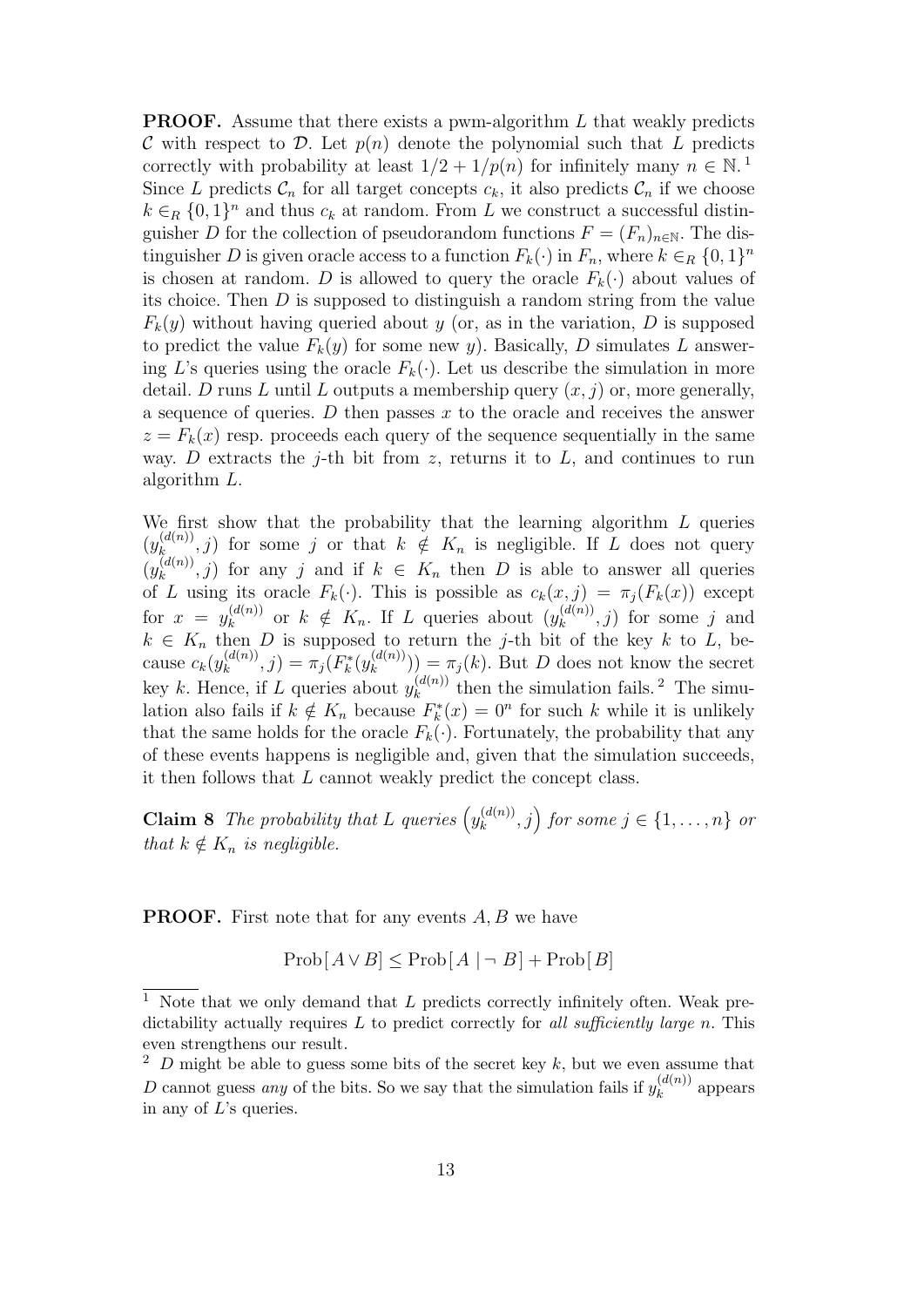**PROOF.** Assume that there exists a pwm-algorithm $L$ that weakly predicts $\mathcal{C}$ with respect to $\mathcal{D}$. Let $p(n)$ denote the polynomial such that $L$ predicts correctly with probability at least $1/2 + 1/p(n)$ for infinitely many $n \in \mathbb{N}$.[1] Since $L$ predicts $\mathcal{C}_n$ for all target concepts $c_k$, it also predicts $\mathcal{C}_n$ if we choose $k \in_R \{0,1\}^n$ and thus $c_k$ at random. From $L$ we construct a successful distinguisher $D$ for the collection of pseudorandom functions $F = (F_n)_{n \in \mathbb{N}}$. The distinguisher $D$ is given oracle access to a function $F_k(\cdot)$ in $F_n$, where $k \in_R \{0,1\}^n$ is chosen at random. $D$ is allowed to query the oracle $F_k(\cdot)$ about values of its choice. Then $D$ is supposed to distinguish a random string from the value $F_k(y)$ without having queried about $y$ (or, as in the variation, $D$ is supposed to predict the value $F_k(y)$ for some new $y$). Basically, $D$ simulates $L$ answering $L$'s queries using the oracle $F_k(\cdot)$. Let us describe the simulation in more detail. $D$ runs $L$ until $L$ outputs a membership query $(x, j)$ or, more generally, a sequence of queries. $D$ then passes $x$ to the oracle and receives the answer $z = F_k(x)$ resp. proceeds each query of the sequence sequentially in the same way. $D$ extracts the $j$-th bit from $z$, returns it to $L$, and continues to run algorithm $L$.

We first show that the probability that the learning algorithm $L$ queries $(y_k^{(d(n))}, j)$ for some $j$ or that $k \notin K_n$ is negligible. If $L$ does not query $(y_k^{(d(n))}, j)$ for any $j$ and if $k \in K_n$ then $D$ is able to answer all queries of $L$ using its oracle $F_k(\cdot)$. This is possible as $c_k(x, j) = \pi_j(F_k(x))$ except for $x = y_k^{(d(n))}$ or $k \notin K_n$. If $L$ queries about $(y_k^{(d(n))}, j)$ for some $j$ and $k \in K_n$ then $D$ is supposed to return the $j$-th bit of the key $k$ to $L$, because $c_k(y_k^{(d(n))}, j) = \pi_j(F_k^*(y_k^{(d(n))})) = \pi_j(k)$. But $D$ does not know the secret key $k$. Hence, if $L$ queries about $y_k^{(d(n))}$ then the simulation fails.[2] The simulation also fails if $k \notin K_n$ because $F_k^*(x) = 0^n$ for such $k$ while it is unlikely that the same holds for the oracle $F_k(\cdot)$. Fortunately, the probability that any of these events happens is negligible and, given that the simulation succeeds, it then follows that $L$ cannot weakly predict the concept class.

**Claim 8** *The probability that $L$ queries $\left(y_k^{(d(n))}, j\right)$ for some $j \in \{1, \ldots, n\}$ or that $k \notin K_n$ is negligible.*

**PROOF.** First note that for any events $A, B$ we have

$$\mathrm{Prob}[\, A \vee B \,] \leq \mathrm{Prob}[\, A \mid \neg\, B \,] + \mathrm{Prob}[\, B \,]$$

---

[1] Note that we only demand that $L$ predicts correctly infinitely often. Weak predictability actually requires $L$ to predict correctly for *all sufficiently large* $n$. This even strengthens our result.

[2] $D$ might be able to guess some bits of the secret key $k$, but we even assume that $D$ cannot guess *any* of the bits. So we say that the simulation fails if $y_k^{(d(n))}$ appears in any of $L$'s queries.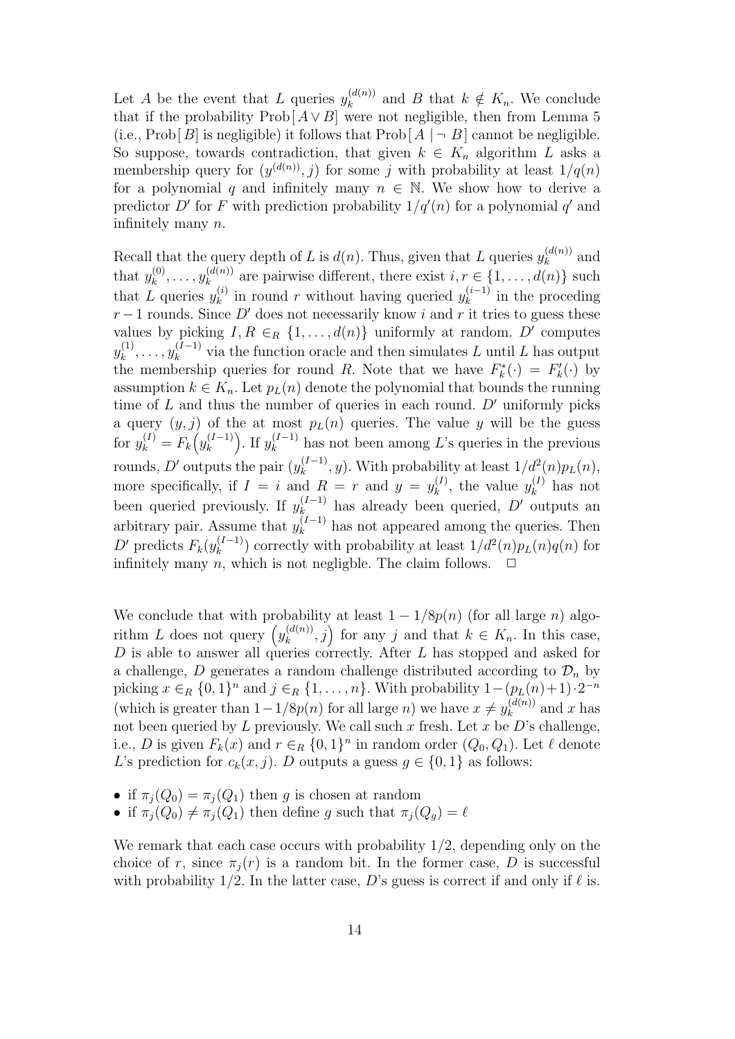Let $A$ be the event that $L$ queries $y_k^{(d(n))}$ and $B$ that $k \notin K_n$. We conclude that if the probability $\mathrm{Prob}[\, A \vee B]$ were not negligible, then from Lemma 5 (i.e., $\mathrm{Prob}[\, B]$ is negligible) it follows that $\mathrm{Prob}[\, A \mid \neg\, B]$ cannot be negligible. So suppose, towards contradiction, that given $k \in K_n$ algorithm $L$ asks a membership query for $(y^{(d(n))}, j)$ for some $j$ with probability at least $1/q(n)$ for a polynomial $q$ and infinitely many $n \in \mathbb{N}$. We show how to derive a predictor $D'$ for $F$ with prediction probability $1/q'(n)$ for a polynomial $q'$ and infinitely many $n$.

Recall that the query depth of $L$ is $d(n)$. Thus, given that $L$ queries $y_k^{(d(n))}$ and that $y_k^{(0)}, \ldots, y_k^{(d(n))}$ are pairwise different, there exist $i, r \in \{1, \ldots, d(n)\}$ such that $L$ queries $y_k^{(i)}$ in round $r$ without having queried $y_k^{(i-1)}$ in the proceding $r-1$ rounds. Since $D'$ does not necessarily know $i$ and $r$ it tries to guess these values by picking $I, R \in_R \{1, \ldots, d(n)\}$ uniformly at random. $D'$ computes $y_k^{(1)}, \ldots, y_k^{(I-1)}$ via the function oracle and then simulates $L$ until $L$ has output the membership queries for round $R$. Note that we have $F_k^*(\cdot) = F_k'(\cdot)$ by assumption $k \in K_n$. Let $p_L(n)$ denote the polynomial that bounds the running time of $L$ and thus the number of queries in each round. $D'$ uniformly picks a query $(y, j)$ of the at most $p_L(n)$ queries. The value $y$ will be the guess for $y_k^{(I)} = F_k\big(y_k^{(I-1)}\big)$. If $y_k^{(I-1)}$ has not been among $L$'s queries in the previous rounds, $D'$ outputs the pair $(y_k^{(I-1)}, y)$. With probability at least $1/d^2(n)p_L(n)$, more specifically, if $I = i$ and $R = r$ and $y = y_k^{(I)}$, the value $y_k^{(I)}$ has not been queried previously. If $y_k^{(I-1)}$ has already been queried, $D'$ outputs an arbitrary pair. Assume that $y_k^{(I-1)}$ has not appeared among the queries. Then $D'$ predicts $F_k(y_k^{(I-1)})$ correctly with probability at least $1/d^2(n)p_L(n)q(n)$ for infinitely many $n$, which is not negligble. The claim follows. $\square$

We conclude that with probability at least $1 - 1/8p(n)$ (for all large $n$) algorithm $L$ does not query $\big(y_k^{(d(n))}, j\big)$ for any $j$ and that $k \in K_n$. In this case, $D$ is able to answer all queries correctly. After $L$ has stopped and asked for a challenge, $D$ generates a random challenge distributed according to $\mathcal{D}_n$ by picking $x \in_R \{0,1\}^n$ and $j \in_R \{1, \ldots, n\}$. With probability $1-(p_L(n)+1)\cdot 2^{-n}$ (which is greater than $1-1/8p(n)$ for all large $n$) we have $x \neq y_k^{(d(n))}$ and $x$ has not been queried by $L$ previously. We call such $x$ fresh. Let $x$ be $D$'s challenge, i.e., $D$ is given $F_k(x)$ and $r \in_R \{0,1\}^n$ in random order $(Q_0, Q_1)$. Let $\ell$ denote $L$'s prediction for $c_k(x, j)$. $D$ outputs a guess $g \in \{0, 1\}$ as follows:

- if $\pi_j(Q_0) = \pi_j(Q_1)$ then $g$ is chosen at random
- if $\pi_j(Q_0) \neq \pi_j(Q_1)$ then define $g$ such that $\pi_j(Q_g) = \ell$

We remark that each case occurs with probability $1/2$, depending only on the choice of $r$, since $\pi_j(r)$ is a random bit. In the former case, $D$ is successful with probability $1/2$. In the latter case, $D$'s guess is correct if and only if $\ell$ is.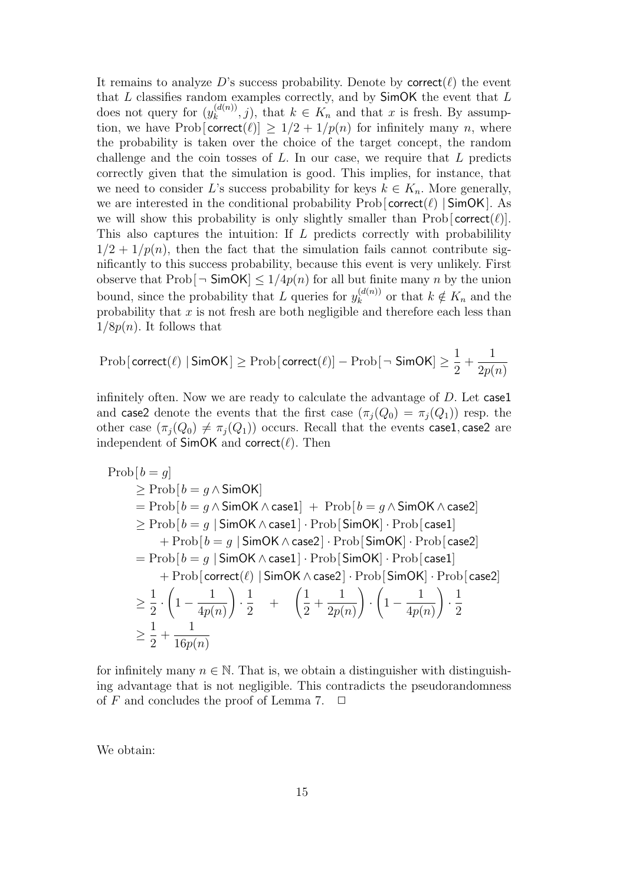It remains to analyze $D$'s success probability. Denote by $\mathsf{correct}(\ell)$ the event that $L$ classifies random examples correctly, and by $\mathsf{SimOK}$ the event that $L$ does not query for $(y_k^{(d(n))}, j)$, that $k \in K_n$ and that $x$ is fresh. By assumption, we have $\mathrm{Prob}[\,\mathsf{correct}(\ell)] \geq 1/2 + 1/p(n)$ for infinitely many $n$, where the probability is taken over the choice of the target concept, the random challenge and the coin tosses of $L$. In our case, we require that $L$ predicts correctly given that the simulation is good. This implies, for instance, that we need to consider $L$'s success probability for keys $k \in K_n$. More generally, we are interested in the conditional probability $\mathrm{Prob}[\,\mathsf{correct}(\ell) \mid \mathsf{SimOK}]$. As we will show this probability is only slightly smaller than $\mathrm{Prob}[\,\mathsf{correct}(\ell)]$. This also captures the intuition: If $L$ predicts correctly with probabilility $1/2 + 1/p(n)$, then the fact that the simulation fails cannot contribute significantly to this success probability, because this event is very unlikely. First observe that $\mathrm{Prob}[\neg\, \mathsf{SimOK}] \leq 1/4p(n)$ for all but finite many $n$ by the union bound, since the probability that $L$ queries for $y_k^{(d(n))}$ or that $k \notin K_n$ and the probability that $x$ is not fresh are both negligible and therefore each less than $1/8p(n)$. It follows that

$$\mathrm{Prob}[\,\mathsf{correct}(\ell) \mid \mathsf{SimOK}] \geq \mathrm{Prob}[\,\mathsf{correct}(\ell)] - \mathrm{Prob}[\neg\, \mathsf{SimOK}] \geq \frac{1}{2} + \frac{1}{2p(n)}$$

infinitely often. Now we are ready to calculate the advantage of $D$. Let $\mathsf{case1}$ and $\mathsf{case2}$ denote the events that the first case ($\pi_j(Q_0) = \pi_j(Q_1)$) resp. the other case ($\pi_j(Q_0) \neq \pi_j(Q_1)$) occurs. Recall that the events $\mathsf{case1}, \mathsf{case2}$ are independent of $\mathsf{SimOK}$ and $\mathsf{correct}(\ell)$. Then

$$
\begin{aligned}
&\mathrm{Prob}[\,b = g] \\
&\quad \geq \mathrm{Prob}[\,b = g \wedge \mathsf{SimOK}] \\
&\quad = \mathrm{Prob}[\,b = g \wedge \mathsf{SimOK} \wedge \mathsf{case1}] \;+\; \mathrm{Prob}[\,b = g \wedge \mathsf{SimOK} \wedge \mathsf{case2}] \\
&\quad \geq \mathrm{Prob}[\,b = g \mid \mathsf{SimOK} \wedge \mathsf{case1}] \cdot \mathrm{Prob}[\,\mathsf{SimOK}] \cdot \mathrm{Prob}[\,\mathsf{case1}] \\
&\qquad\quad + \mathrm{Prob}[\,b = g \mid \mathsf{SimOK} \wedge \mathsf{case2}] \cdot \mathrm{Prob}[\,\mathsf{SimOK}] \cdot \mathrm{Prob}[\,\mathsf{case2}] \\
&\quad = \mathrm{Prob}[\,b = g \mid \mathsf{SimOK} \wedge \mathsf{case1}] \cdot \mathrm{Prob}[\,\mathsf{SimOK}] \cdot \mathrm{Prob}[\,\mathsf{case1}] \\
&\qquad\quad + \mathrm{Prob}[\,\mathsf{correct}(\ell) \mid \mathsf{SimOK} \wedge \mathsf{case2}] \cdot \mathrm{Prob}[\,\mathsf{SimOK}] \cdot \mathrm{Prob}[\,\mathsf{case2}] \\
&\quad \geq \frac{1}{2} \cdot \left(1 - \frac{1}{4p(n)}\right) \cdot \frac{1}{2} \quad + \quad \left(\frac{1}{2} + \frac{1}{2p(n)}\right) \cdot \left(1 - \frac{1}{4p(n)}\right) \cdot \frac{1}{2} \\
&\quad \geq \frac{1}{2} + \frac{1}{16p(n)}
\end{aligned}
$$

for infinitely many $n \in \mathbb{N}$. That is, we obtain a distinguisher with distinguishing advantage that is not negligible. This contradicts the pseudorandomness of $F$ and concludes the proof of Lemma 7. $\square$

We obtain: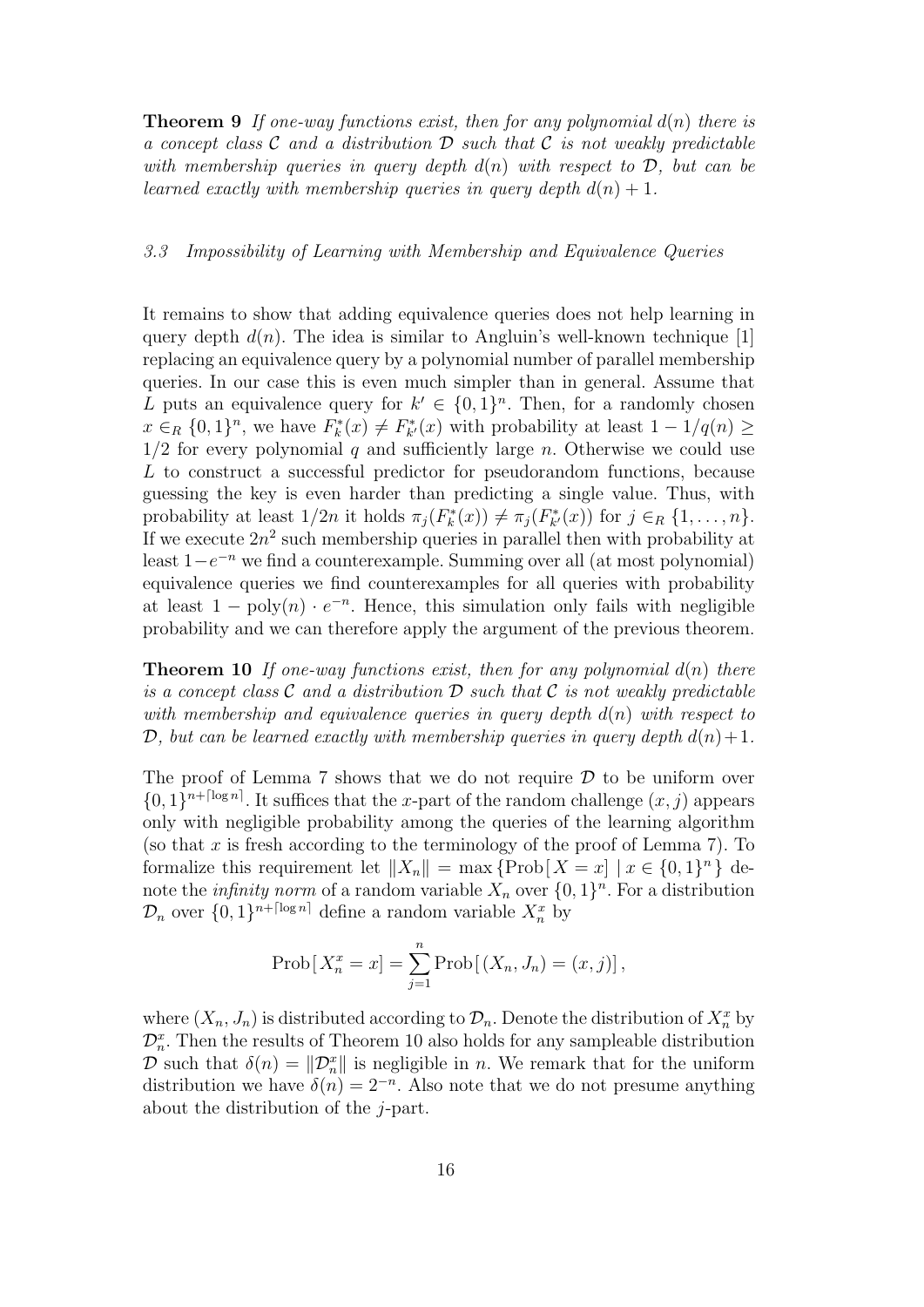**Theorem 9** *If one-way functions exist, then for any polynomial $d(n)$ there is a concept class $\mathcal{C}$ and a distribution $\mathcal{D}$ such that $\mathcal{C}$ is not weakly predictable with membership queries in query depth $d(n)$ with respect to $\mathcal{D}$, but can be learned exactly with membership queries in query depth $d(n) + 1$.*

### 3.3 Impossibility of Learning with Membership and Equivalence Queries

It remains to show that adding equivalence queries does not help learning in query depth $d(n)$. The idea is similar to Angluin's well-known technique [1] replacing an equivalence query by a polynomial number of parallel membership queries. In our case this is even much simpler than in general. Assume that $L$ puts an equivalence query for $k' \in \{0,1\}^n$. Then, for a randomly chosen $x \in_R \{0,1\}^n$, we have $F_k^*(x) \neq F_{k'}^*(x)$ with probability at least $1 - 1/q(n) \geq 1/2$ for every polynomial $q$ and sufficiently large $n$. Otherwise we could use $L$ to construct a successful predictor for pseudorandom functions, because guessing the key is even harder than predicting a single value. Thus, with probability at least $1/2n$ it holds $\pi_j(F_k^*(x)) \neq \pi_j(F_{k'}^*(x))$ for $j \in_R \{1, \ldots, n\}$. If we execute $2n^2$ such membership queries in parallel then with probability at least $1 - e^{-n}$ we find a counterexample. Summing over all (at most polynomial) equivalence queries we find counterexamples for all queries with probability at least $1 - \mathrm{poly}(n) \cdot e^{-n}$. Hence, this simulation only fails with negligible probability and we can therefore apply the argument of the previous theorem.

**Theorem 10** *If one-way functions exist, then for any polynomial $d(n)$ there is a concept class $\mathcal{C}$ and a distribution $\mathcal{D}$ such that $\mathcal{C}$ is not weakly predictable with membership and equivalence queries in query depth $d(n)$ with respect to $\mathcal{D}$, but can be learned exactly with membership queries in query depth $d(n)+1$.*

The proof of Lemma 7 shows that we do not require $\mathcal{D}$ to be uniform over $\{0,1\}^{n+\lceil \log n \rceil}$. It suffices that the $x$-part of the random challenge $(x, j)$ appears only with negligible probability among the queries of the learning algorithm (so that $x$ is fresh according to the terminology of the proof of Lemma 7). To formalize this requirement let $\|X_n\| = \max \{\mathrm{Prob}[\, X = x\,] \mid x \in \{0,1\}^n\}$ denote the *infinity norm* of a random variable $X_n$ over $\{0,1\}^n$. For a distribution $\mathcal{D}_n$ over $\{0,1\}^{n+\lceil \log n \rceil}$ define a random variable $X_n^x$ by

$$\mathrm{Prob}[\, X_n^x = x\,] = \sum_{j=1}^{n} \mathrm{Prob}[\, (X_n, J_n) = (x, j)\,],$$

where $(X_n, J_n)$ is distributed according to $\mathcal{D}_n$. Denote the distribution of $X_n^x$ by $\mathcal{D}_n^x$. Then the results of Theorem 10 also holds for any sampleable distribution $\mathcal{D}$ such that $\delta(n) = \|\mathcal{D}_n^x\|$ is negligible in $n$. We remark that for the uniform distribution we have $\delta(n) = 2^{-n}$. Also note that we do not presume anything about the distribution of the $j$-part.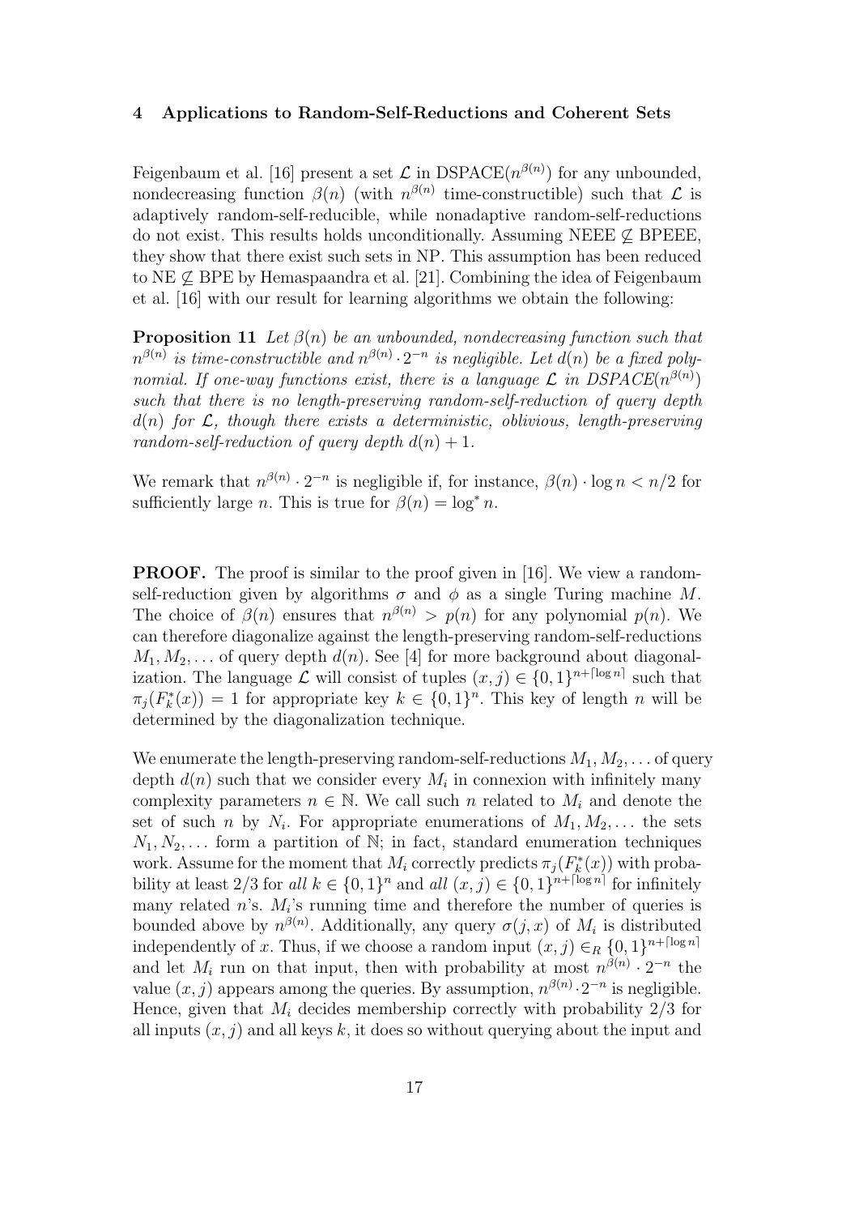## 4 Applications to Random-Self-Reductions and Coherent Sets

Feigenbaum et al. [16] present a set $\mathcal{L}$ in DSPACE($n^{\beta(n)}$) for any unbounded, nondecreasing function $\beta(n)$ (with $n^{\beta(n)}$ time-constructible) such that $\mathcal{L}$ is adaptively random-self-reducible, while nonadaptive random-self-reductions do not exist. This results holds unconditionally. Assuming NEEE $\not\subseteq$ BPEEE, they show that there exist such sets in NP. This assumption has been reduced to NE $\not\subseteq$ BPE by Hemaspaandra et al. [21]. Combining the idea of Feigenbaum et al. [16] with our result for learning algorithms we obtain the following:

**Proposition 11** *Let $\beta(n)$ be an unbounded, nondecreasing function such that $n^{\beta(n)}$ is time-constructible and $n^{\beta(n)} \cdot 2^{-n}$ is negligible. Let $d(n)$ be a fixed polynomial. If one-way functions exist, there is a language $\mathcal{L}$ in DSPACE($n^{\beta(n)}$) such that there is no length-preserving random-self-reduction of query depth $d(n)$ for $\mathcal{L}$, though there exists a deterministic, oblivious, length-preserving random-self-reduction of query depth $d(n) + 1$.*

We remark that $n^{\beta(n)} \cdot 2^{-n}$ is negligible if, for instance, $\beta(n) \cdot \log n < n/2$ for sufficiently large $n$. This is true for $\beta(n) = \log^* n$.

**PROOF.** The proof is similar to the proof given in [16]. We view a random-self-reduction given by algorithms $\sigma$ and $\phi$ as a single Turing machine $M$. The choice of $\beta(n)$ ensures that $n^{\beta(n)} > p(n)$ for any polynomial $p(n)$. We can therefore diagonalize against the length-preserving random-self-reductions $M_1, M_2, \ldots$ of query depth $d(n)$. See [4] for more background about diagonalization. The language $\mathcal{L}$ will consist of tuples $(x, j) \in \{0,1\}^{n+\lceil \log n \rceil}$ such that $\pi_j(F_k^*(x)) = 1$ for appropriate key $k \in \{0,1\}^n$. This key of length $n$ will be determined by the diagonalization technique.

We enumerate the length-preserving random-self-reductions $M_1, M_2, \ldots$ of query depth $d(n)$ such that we consider every $M_i$ in connexion with infinitely many complexity parameters $n \in \mathbb{N}$. We call such $n$ related to $M_i$ and denote the set of such $n$ by $N_i$. For appropriate enumerations of $M_1, M_2, \ldots$ the sets $N_1, N_2, \ldots$ form a partition of $\mathbb{N}$; in fact, standard enumeration techniques work. Assume for the moment that $M_i$ correctly predicts $\pi_j(F_k^*(x))$ with probability at least $2/3$ for *all* $k \in \{0,1\}^n$ and *all* $(x, j) \in \{0,1\}^{n+\lceil \log n \rceil}$ for infinitely many related $n$'s. $M_i$'s running time and therefore the number of queries is bounded above by $n^{\beta(n)}$. Additionally, any query $\sigma(j, x)$ of $M_i$ is distributed independently of $x$. Thus, if we choose a random input $(x, j) \in_R \{0,1\}^{n+\lceil \log n \rceil}$ and let $M_i$ run on that input, then with probability at most $n^{\beta(n)} \cdot 2^{-n}$ the value $(x, j)$ appears among the queries. By assumption, $n^{\beta(n)} \cdot 2^{-n}$ is negligible. Hence, given that $M_i$ decides membership correctly with probability $2/3$ for all inputs $(x, j)$ and all keys $k$, it does so without querying about the input and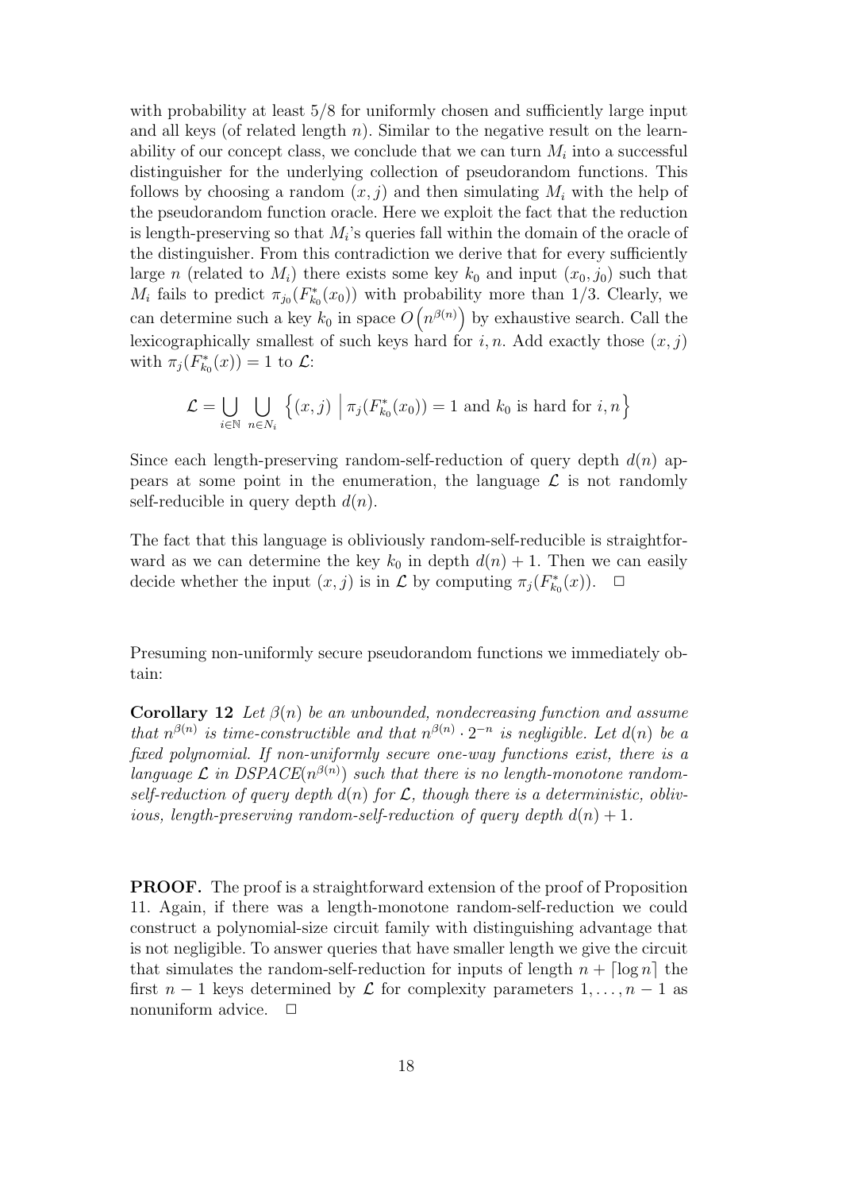with probability at least 5/8 for uniformly chosen and sufficiently large input and all keys (of related length $n$). Similar to the negative result on the learnability of our concept class, we conclude that we can turn $M_i$ into a successful distinguisher for the underlying collection of pseudorandom functions. This follows by choosing a random $(x, j)$ and then simulating $M_i$ with the help of the pseudorandom function oracle. Here we exploit the fact that the reduction is length-preserving so that $M_i$'s queries fall within the domain of the oracle of the distinguisher. From this contradiction we derive that for every sufficiently large $n$ (related to $M_i$) there exists some key $k_0$ and input $(x_0, j_0)$ such that $M_i$ fails to predict $\pi_{j_0}(F^*_{k_0}(x_0))$ with probability more than 1/3. Clearly, we can determine such a key $k_0$ in space $O\left(n^{\beta(n)}\right)$ by exhaustive search. Call the lexicographically smallest of such keys hard for $i, n$. Add exactly those $(x, j)$ with $\pi_j(F^*_{k_0}(x)) = 1$ to $\mathcal{L}$:

$$\mathcal{L} = \bigcup_{i \in \mathbb{N}} \bigcup_{n \in N_i} \left\{ (x, j) \;\middle|\; \pi_j(F^*_{k_0}(x_0)) = 1 \text{ and } k_0 \text{ is hard for } i, n \right\}$$

Since each length-preserving random-self-reduction of query depth $d(n)$ appears at some point in the enumeration, the language $\mathcal{L}$ is not randomly self-reducible in query depth $d(n)$.

The fact that this language is obliviously random-self-reducible is straightforward as we can determine the key $k_0$ in depth $d(n) + 1$. Then we can easily decide whether the input $(x, j)$ is in $\mathcal{L}$ by computing $\pi_j(F^*_{k_0}(x))$. □

Presuming non-uniformly secure pseudorandom functions we immediately obtain:

**Corollary 12** *Let $\beta(n)$ be an unbounded, nondecreasing function and assume that $n^{\beta(n)}$ is time-constructible and that $n^{\beta(n)} \cdot 2^{-n}$ is negligible. Let $d(n)$ be a fixed polynomial. If non-uniformly secure one-way functions exist, there is a language $\mathcal{L}$ in DSPACE($n^{\beta(n)}$) such that there is no length-monotone random-self-reduction of query depth $d(n)$ for $\mathcal{L}$, though there is a deterministic, oblivious, length-preserving random-self-reduction of query depth $d(n) + 1$.*

**PROOF.** The proof is a straightforward extension of the proof of Proposition 11. Again, if there was a length-monotone random-self-reduction we could construct a polynomial-size circuit family with distinguishing advantage that is not negligible. To answer queries that have smaller length we give the circuit that simulates the random-self-reduction for inputs of length $n + \lceil \log n \rceil$ the first $n - 1$ keys determined by $\mathcal{L}$ for complexity parameters $1, \ldots, n - 1$ as nonuniform advice. □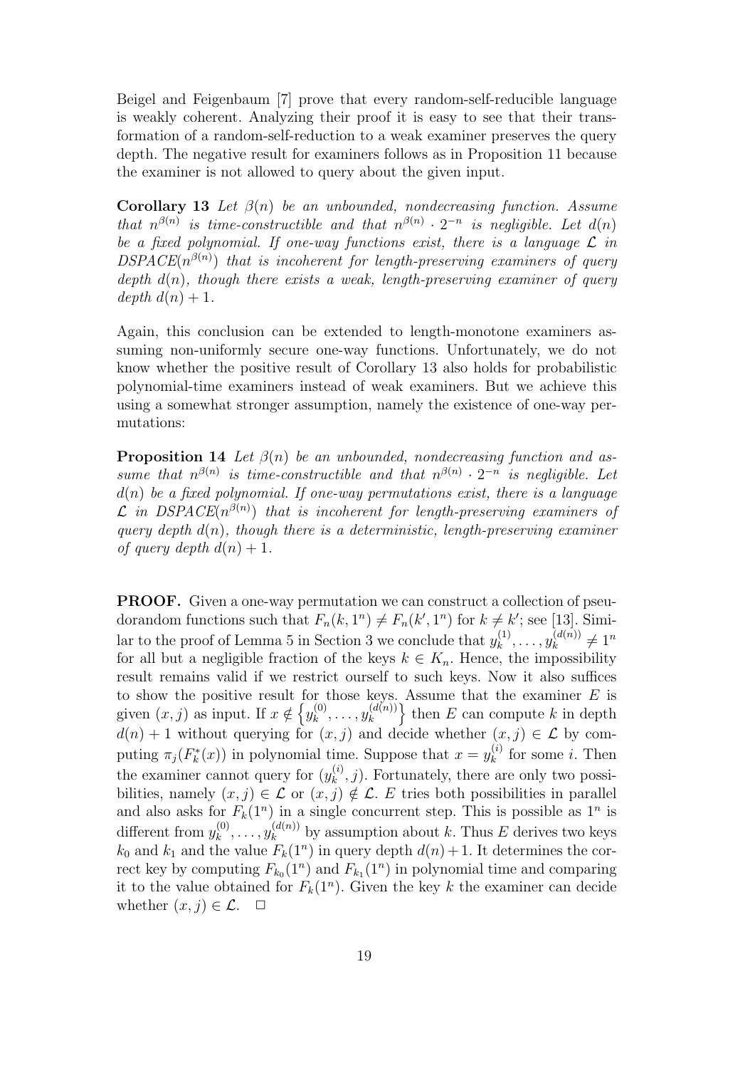Beigel and Feigenbaum [7] prove that every random-self-reducible language is weakly coherent. Analyzing their proof it is easy to see that their transformation of a random-self-reduction to a weak examiner preserves the query depth. The negative result for examiners follows as in Proposition 11 because the examiner is not allowed to query about the given input.

**Corollary 13** *Let $\beta(n)$ be an unbounded, nondecreasing function. Assume that $n^{\beta(n)}$ is time-constructible and that $n^{\beta(n)} \cdot 2^{-n}$ is negligible. Let $d(n)$ be a fixed polynomial. If one-way functions exist, there is a language $\mathcal{L}$ in $DSPACE(n^{\beta(n)})$ that is incoherent for length-preserving examiners of query depth $d(n)$, though there exists a weak, length-preserving examiner of query depth $d(n)+1$.*

Again, this conclusion can be extended to length-monotone examiners assuming non-uniformly secure one-way functions. Unfortunately, we do not know whether the positive result of Corollary 13 also holds for probabilistic polynomial-time examiners instead of weak examiners. But we achieve this using a somewhat stronger assumption, namely the existence of one-way permutations:

**Proposition 14** *Let $\beta(n)$ be an unbounded, nondecreasing function and assume that $n^{\beta(n)}$ is time-constructible and that $n^{\beta(n)} \cdot 2^{-n}$ is negligible. Let $d(n)$ be a fixed polynomial. If one-way permutations exist, there is a language $\mathcal{L}$ in $DSPACE(n^{\beta(n)})$ that is incoherent for length-preserving examiners of query depth $d(n)$, though there is a deterministic, length-preserving examiner of query depth $d(n)+1$.*

**PROOF.** Given a one-way permutation we can construct a collection of pseudorandom functions such that $F_n(k, 1^n) \neq F_n(k', 1^n)$ for $k \neq k'$; see [13]. Similar to the proof of Lemma 5 in Section 3 we conclude that $y_k^{(1)}, \ldots, y_k^{(d(n))} \neq 1^n$ for all but a negligible fraction of the keys $k \in K_n$. Hence, the impossibility result remains valid if we restrict ourself to such keys. Now it also suffices to show the positive result for those keys. Assume that the examiner $E$ is given $(x, j)$ as input. If $x \notin \left\{ y_k^{(0)}, \ldots, y_k^{(d(n))} \right\}$ then $E$ can compute $k$ in depth $d(n)+1$ without querying for $(x, j)$ and decide whether $(x, j) \in \mathcal{L}$ by computing $\pi_j(F_k^*(x))$ in polynomial time. Suppose that $x = y_k^{(i)}$ for some $i$. Then the examiner cannot query for $(y_k^{(i)}, j)$. Fortunately, there are only two possibilities, namely $(x, j) \in \mathcal{L}$ or $(x, j) \notin \mathcal{L}$. $E$ tries both possibilities in parallel and also asks for $F_k(1^n)$ in a single concurrent step. This is possible as $1^n$ is different from $y_k^{(0)}, \ldots, y_k^{(d(n))}$ by assumption about $k$. Thus $E$ derives two keys $k_0$ and $k_1$ and the value $F_k(1^n)$ in query depth $d(n)+1$. It determines the correct key by computing $F_{k_0}(1^n)$ and $F_{k_1}(1^n)$ in polynomial time and comparing it to the value obtained for $F_k(1^n)$. Given the key $k$ the examiner can decide whether $(x, j) \in \mathcal{L}$. $\square$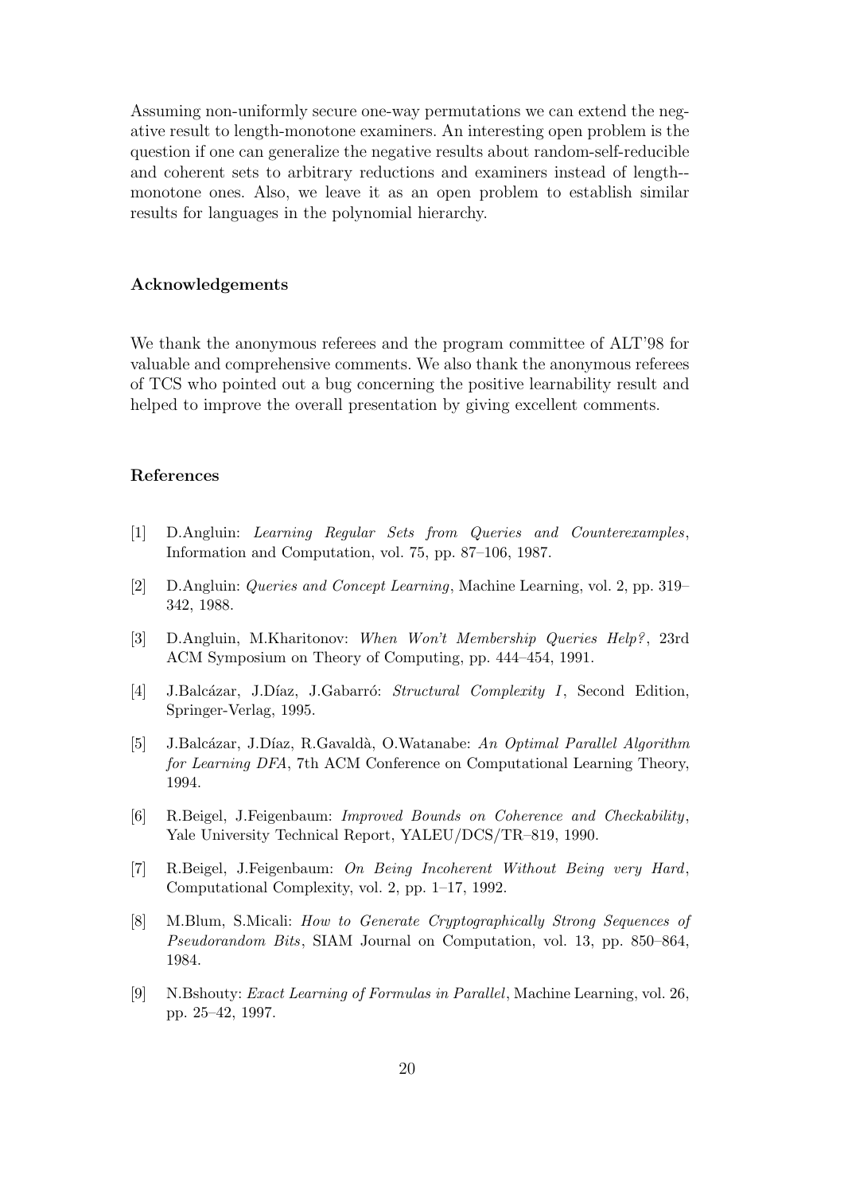Assuming non-uniformly secure one-way permutations we can extend the negative result to length-monotone examiners. An interesting open problem is the question if one can generalize the negative results about random-self-reducible and coherent sets to arbitrary reductions and examiners instead of length-monotone ones. Also, we leave it as an open problem to establish similar results for languages in the polynomial hierarchy.

### Acknowledgements

We thank the anonymous referees and the program committee of ALT'98 for valuable and comprehensive comments. We also thank the anonymous referees of TCS who pointed out a bug concerning the positive learnability result and helped to improve the overall presentation by giving excellent comments.

### References

[1] D.Angluin: *Learning Regular Sets from Queries and Counterexamples*, Information and Computation, vol. 75, pp. 87–106, 1987.

[2] D.Angluin: *Queries and Concept Learning*, Machine Learning, vol. 2, pp. 319–342, 1988.

[3] D.Angluin, M.Kharitonov: *When Won't Membership Queries Help?*, 23rd ACM Symposium on Theory of Computing, pp. 444–454, 1991.

[4] J.Balcázar, J.Díaz, J.Gabarró: *Structural Complexity I*, Second Edition, Springer-Verlag, 1995.

[5] J.Balcázar, J.Díaz, R.Gavaldà, O.Watanabe: *An Optimal Parallel Algorithm for Learning DFA*, 7th ACM Conference on Computational Learning Theory, 1994.

[6] R.Beigel, J.Feigenbaum: *Improved Bounds on Coherence and Checkability*, Yale University Technical Report, YALEU/DCS/TR–819, 1990.

[7] R.Beigel, J.Feigenbaum: *On Being Incoherent Without Being very Hard*, Computational Complexity, vol. 2, pp. 1–17, 1992.

[8] M.Blum, S.Micali: *How to Generate Cryptographically Strong Sequences of Pseudorandom Bits*, SIAM Journal on Computation, vol. 13, pp. 850–864, 1984.

[9] N.Bshouty: *Exact Learning of Formulas in Parallel*, Machine Learning, vol. 26, pp. 25–42, 1997.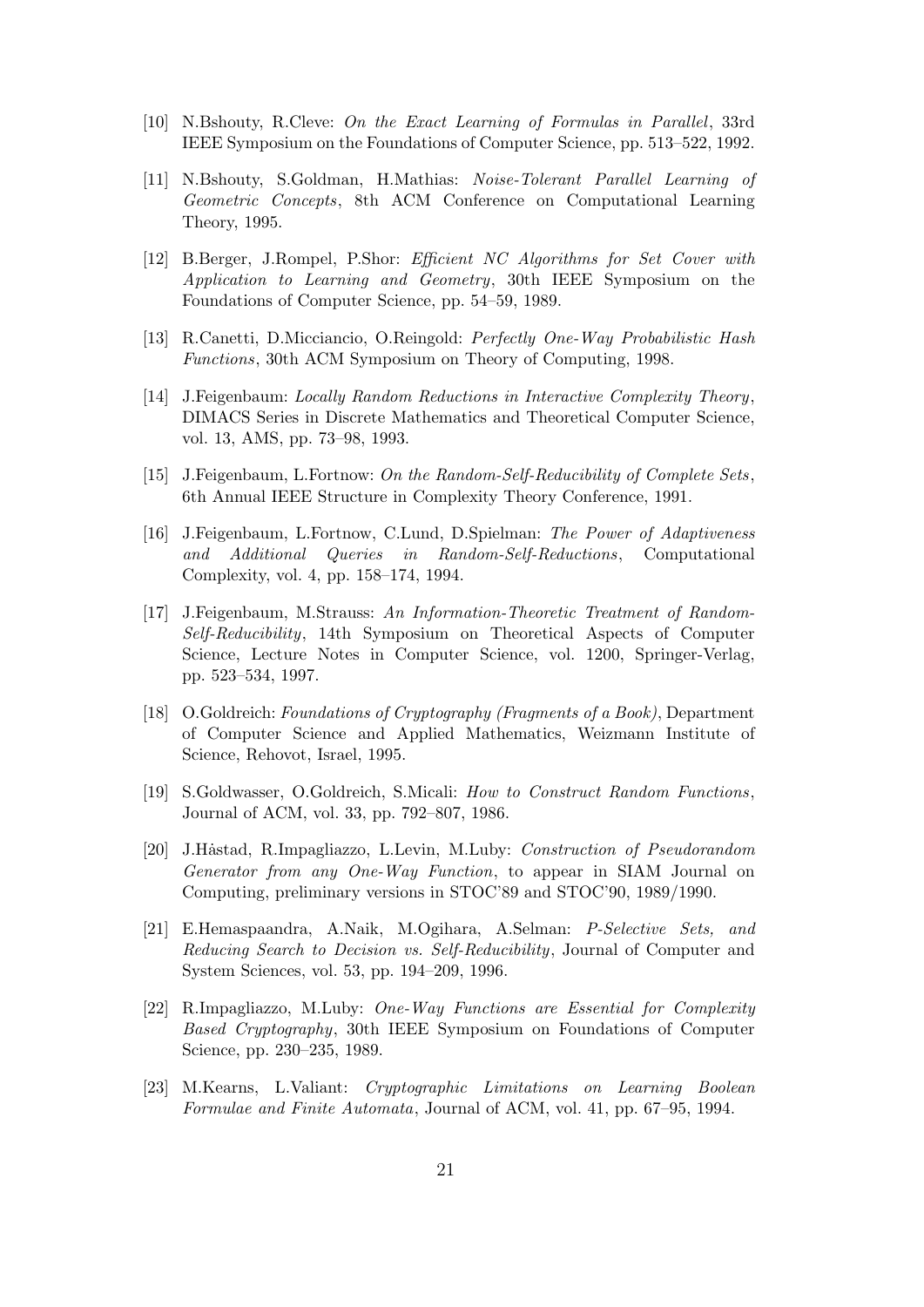[10] N.Bshouty, R.Cleve: *On the Exact Learning of Formulas in Parallel*, 33rd IEEE Symposium on the Foundations of Computer Science, pp. 513–522, 1992.

[11] N.Bshouty, S.Goldman, H.Mathias: *Noise-Tolerant Parallel Learning of Geometric Concepts*, 8th ACM Conference on Computational Learning Theory, 1995.

[12] B.Berger, J.Rompel, P.Shor: *Efficient NC Algorithms for Set Cover with Application to Learning and Geometry*, 30th IEEE Symposium on the Foundations of Computer Science, pp. 54–59, 1989.

[13] R.Canetti, D.Micciancio, O.Reingold: *Perfectly One-Way Probabilistic Hash Functions*, 30th ACM Symposium on Theory of Computing, 1998.

[14] J.Feigenbaum: *Locally Random Reductions in Interactive Complexity Theory*, DIMACS Series in Discrete Mathematics and Theoretical Computer Science, vol. 13, AMS, pp. 73–98, 1993.

[15] J.Feigenbaum, L.Fortnow: *On the Random-Self-Reducibility of Complete Sets*, 6th Annual IEEE Structure in Complexity Theory Conference, 1991.

[16] J.Feigenbaum, L.Fortnow, C.Lund, D.Spielman: *The Power of Adaptiveness and Additional Queries in Random-Self-Reductions*, Computational Complexity, vol. 4, pp. 158–174, 1994.

[17] J.Feigenbaum, M.Strauss: *An Information-Theoretic Treatment of Random-Self-Reducibility*, 14th Symposium on Theoretical Aspects of Computer Science, Lecture Notes in Computer Science, vol. 1200, Springer-Verlag, pp. 523–534, 1997.

[18] O.Goldreich: *Foundations of Cryptography (Fragments of a Book)*, Department of Computer Science and Applied Mathematics, Weizmann Institute of Science, Rehovot, Israel, 1995.

[19] S.Goldwasser, O.Goldreich, S.Micali: *How to Construct Random Functions*, Journal of ACM, vol. 33, pp. 792–807, 1986.

[20] J.Håstad, R.Impagliazzo, L.Levin, M.Luby: *Construction of Pseudorandom Generator from any One-Way Function*, to appear in SIAM Journal on Computing, preliminary versions in STOC'89 and STOC'90, 1989/1990.

[21] E.Hemaspaandra, A.Naik, M.Ogihara, A.Selman: *P-Selective Sets, and Reducing Search to Decision vs. Self-Reducibility*, Journal of Computer and System Sciences, vol. 53, pp. 194–209, 1996.

[22] R.Impagliazzo, M.Luby: *One-Way Functions are Essential for Complexity Based Cryptography*, 30th IEEE Symposium on Foundations of Computer Science, pp. 230–235, 1989.

[23] M.Kearns, L.Valiant: *Cryptographic Limitations on Learning Boolean Formulae and Finite Automata*, Journal of ACM, vol. 41, pp. 67–95, 1994.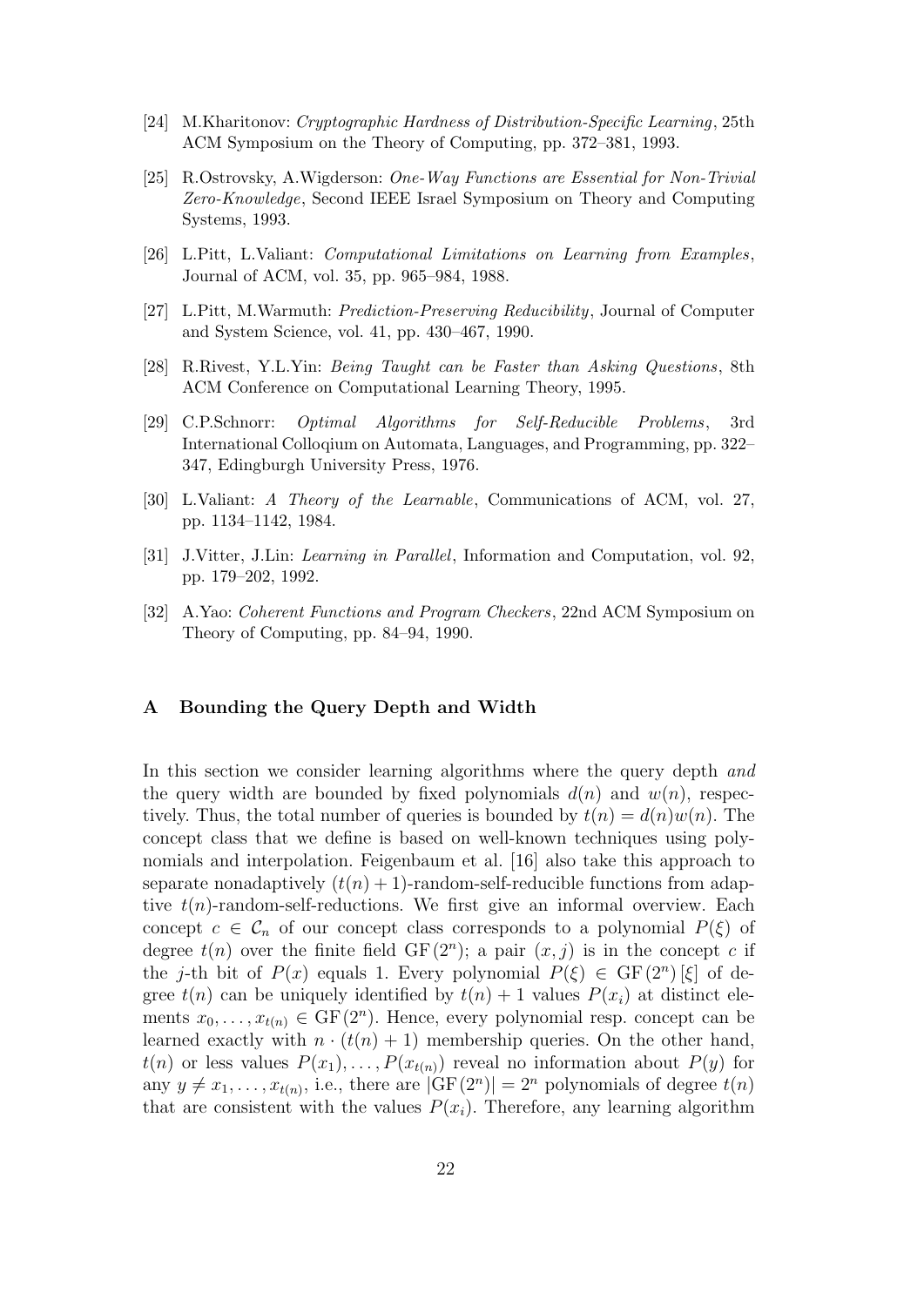[24] M.Kharitonov: *Cryptographic Hardness of Distribution-Specific Learning*, 25th ACM Symposium on the Theory of Computing, pp. 372–381, 1993.

[25] R.Ostrovsky, A.Wigderson: *One-Way Functions are Essential for Non-Trivial Zero-Knowledge*, Second IEEE Israel Symposium on Theory and Computing Systems, 1993.

[26] L.Pitt, L.Valiant: *Computational Limitations on Learning from Examples*, Journal of ACM, vol. 35, pp. 965–984, 1988.

[27] L.Pitt, M.Warmuth: *Prediction-Preserving Reducibility*, Journal of Computer and System Science, vol. 41, pp. 430–467, 1990.

[28] R.Rivest, Y.L.Yin: *Being Taught can be Faster than Asking Questions*, 8th ACM Conference on Computational Learning Theory, 1995.

[29] C.P.Schnorr: *Optimal Algorithms for Self-Reducible Problems*, 3rd International Colloqium on Automata, Languages, and Programming, pp. 322–347, Edingburgh University Press, 1976.

[30] L.Valiant: *A Theory of the Learnable*, Communications of ACM, vol. 27, pp. 1134–1142, 1984.

[31] J.Vitter, J.Lin: *Learning in Parallel*, Information and Computation, vol. 92, pp. 179–202, 1992.

[32] A.Yao: *Coherent Functions and Program Checkers*, 22nd ACM Symposium on Theory of Computing, pp. 84–94, 1990.

## A Bounding the Query Depth and Width

In this section we consider learning algorithms where the query depth *and* the query width are bounded by fixed polynomials $d(n)$ and $w(n)$, respectively. Thus, the total number of queries is bounded by $t(n) = d(n)w(n)$. The concept class that we define is based on well-known techniques using polynomials and interpolation. Feigenbaum et al. [16] also take this approach to separate nonadaptively $(t(n)+1)$-random-self-reducible functions from adaptive $t(n)$-random-self-reductions. We first give an informal overview. Each concept $c \in \mathcal{C}_n$ of our concept class corresponds to a polynomial $P(\xi)$ of degree $t(n)$ over the finite field $\mathrm{GF}(2^n)$; a pair $(x, j)$ is in the concept $c$ if the $j$-th bit of $P(x)$ equals 1. Every polynomial $P(\xi) \in \mathrm{GF}(2^n)[\xi]$ of degree $t(n)$ can be uniquely identified by $t(n)+1$ values $P(x_i)$ at distinct elements $x_0, \ldots, x_{t(n)} \in \mathrm{GF}(2^n)$. Hence, every polynomial resp. concept can be learned exactly with $n \cdot (t(n)+1)$ membership queries. On the other hand, $t(n)$ or less values $P(x_1), \ldots, P(x_{t(n)})$ reveal no information about $P(y)$ for any $y \neq x_1, \ldots, x_{t(n)}$, i.e., there are $|\mathrm{GF}(2^n)| = 2^n$ polynomials of degree $t(n)$ that are consistent with the values $P(x_i)$. Therefore, any learning algorithm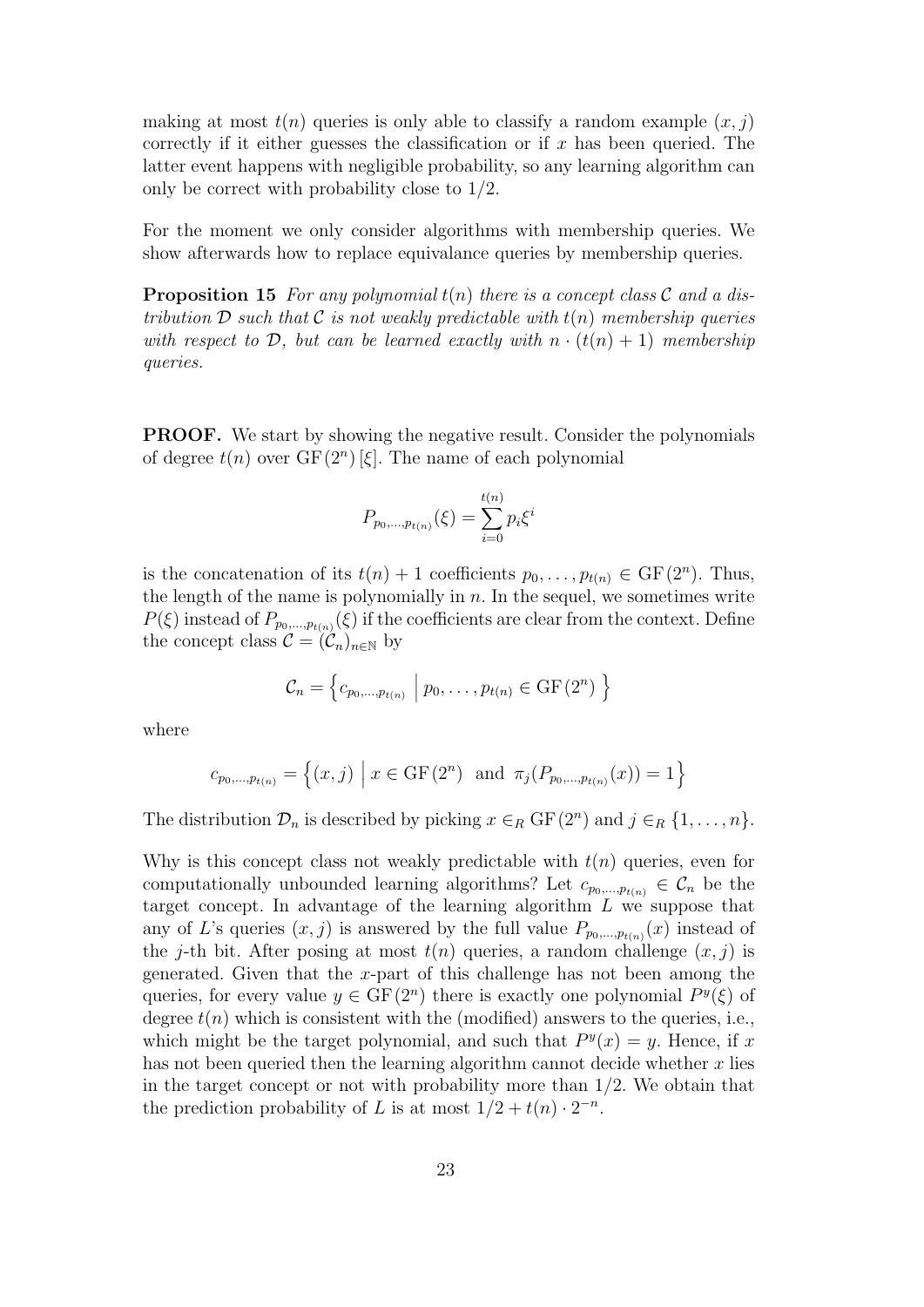making at most $t(n)$ queries is only able to classify a random example $(x, j)$ correctly if it either guesses the classification or if $x$ has been queried. The latter event happens with negligible probability, so any learning algorithm can only be correct with probability close to $1/2$.

For the moment we only consider algorithms with membership queries. We show afterwards how to replace equivalance queries by membership queries.

**Proposition 15** *For any polynomial $t(n)$ there is a concept class $\mathcal{C}$ and a distribution $\mathcal{D}$ such that $\mathcal{C}$ is not weakly predictable with $t(n)$ membership queries with respect to $\mathcal{D}$, but can be learned exactly with $n \cdot (t(n) + 1)$ membership queries.*

**PROOF.** We start by showing the negative result. Consider the polynomials of degree $t(n)$ over $\mathrm{GF}(2^n)[\xi]$. The name of each polynomial

$$P_{p_0,\ldots,p_{t(n)}}(\xi) = \sum_{i=0}^{t(n)} p_i \xi^i$$

is the concatenation of its $t(n) + 1$ coefficients $p_0, \ldots, p_{t(n)} \in \mathrm{GF}(2^n)$. Thus, the length of the name is polynomially in $n$. In the sequel, we sometimes write $P(\xi)$ instead of $P_{p_0,\ldots,p_{t(n)}}(\xi)$ if the coefficients are clear from the context. Define the concept class $\mathcal{C} = (\mathcal{C}_n)_{n \in \mathbb{N}}$ by

$$\mathcal{C}_n = \left\{ c_{p_0,\ldots,p_{t(n)}} \;\middle|\; p_0, \ldots, p_{t(n)} \in \mathrm{GF}(2^n) \right\}$$

where

$$c_{p_0,\ldots,p_{t(n)}} = \left\{ (x, j) \;\middle|\; x \in \mathrm{GF}(2^n) \text{ and } \pi_j(P_{p_0,\ldots,p_{t(n)}}(x)) = 1 \right\}$$

The distribution $\mathcal{D}_n$ is described by picking $x \in_R \mathrm{GF}(2^n)$ and $j \in_R \{1, \ldots, n\}$.

Why is this concept class not weakly predictable with $t(n)$ queries, even for computationally unbounded learning algorithms? Let $c_{p_0,\ldots,p_{t(n)}} \in \mathcal{C}_n$ be the target concept. In advantage of the learning algorithm $L$ we suppose that any of $L$'s queries $(x, j)$ is answered by the full value $P_{p_0,\ldots,p_{t(n)}}(x)$ instead of the $j$-th bit. After posing at most $t(n)$ queries, a random challenge $(x, j)$ is generated. Given that the $x$-part of this challenge has not been among the queries, for every value $y \in \mathrm{GF}(2^n)$ there is exactly one polynomial $P^y(\xi)$ of degree $t(n)$ which is consistent with the (modified) answers to the queries, i.e., which might be the target polynomial, and such that $P^y(x) = y$. Hence, if $x$ has not been queried then the learning algorithm cannot decide whether $x$ lies in the target concept or not with probability more than $1/2$. We obtain that the prediction probability of $L$ is at most $1/2 + t(n) \cdot 2^{-n}$.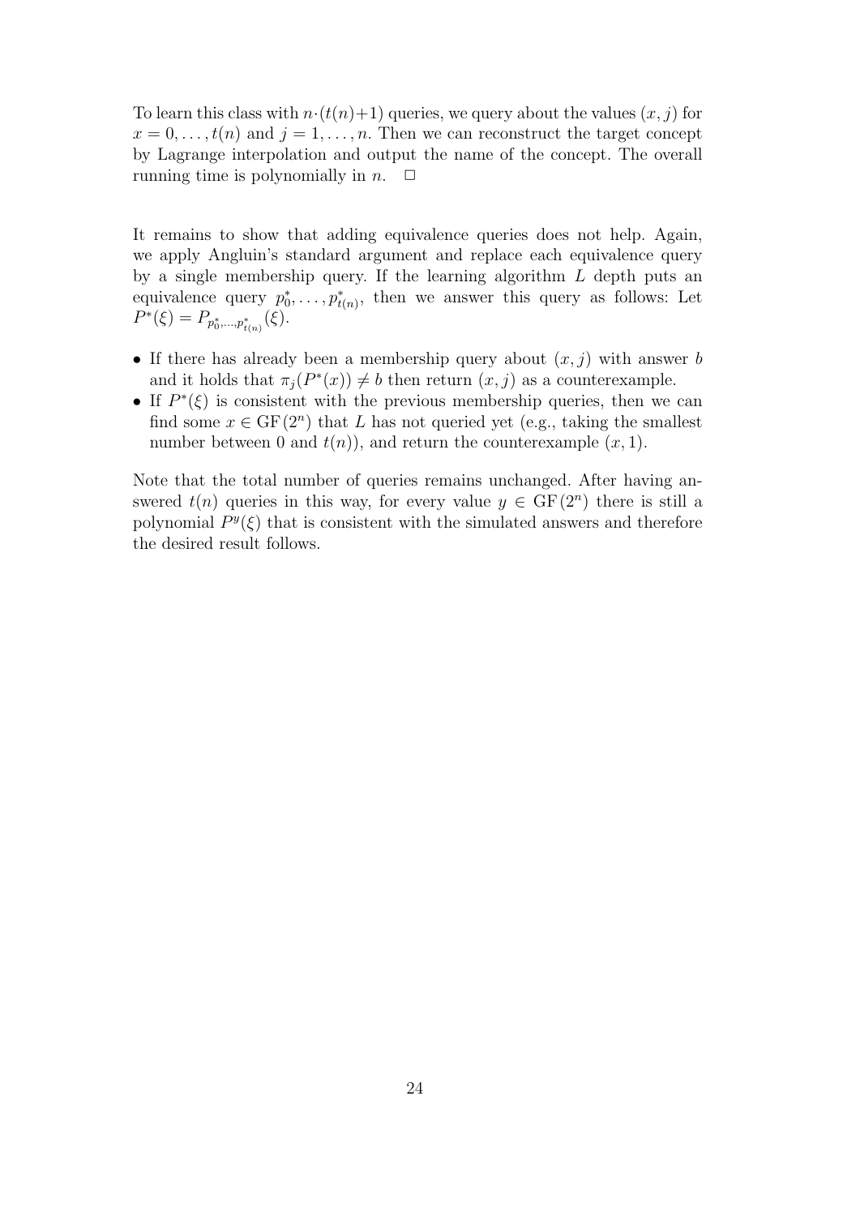To learn this class with $n \cdot (t(n)+1)$ queries, we query about the values $(x, j)$ for $x = 0, \ldots, t(n)$ and $j = 1, \ldots, n$. Then we can reconstruct the target concept by Lagrange interpolation and output the name of the concept. The overall running time is polynomially in $n$. $\square$

It remains to show that adding equivalence queries does not help. Again, we apply Angluin's standard argument and replace each equivalence query by a single membership query. If the learning algorithm $L$ depth puts an equivalence query $p_0^*, \ldots, p_{t(n)}^*$, then we answer this query as follows: Let $P^*(\xi) = P_{p_0^*, \ldots, p_{t(n)}^*}(\xi)$.

- If there has already been a membership query about $(x, j)$ with answer $b$ and it holds that $\pi_j(P^*(x)) \neq b$ then return $(x, j)$ as a counterexample.
- If $P^*(\xi)$ is consistent with the previous membership queries, then we can find some $x \in \mathrm{GF}(2^n)$ that $L$ has not queried yet (e.g., taking the smallest number between 0 and $t(n)$), and return the counterexample $(x, 1)$.

Note that the total number of queries remains unchanged. After having answered $t(n)$ queries in this way, for every value $y \in \mathrm{GF}(2^n)$ there is still a polynomial $P^y(\xi)$ that is consistent with the simulated answers and therefore the desired result follows.